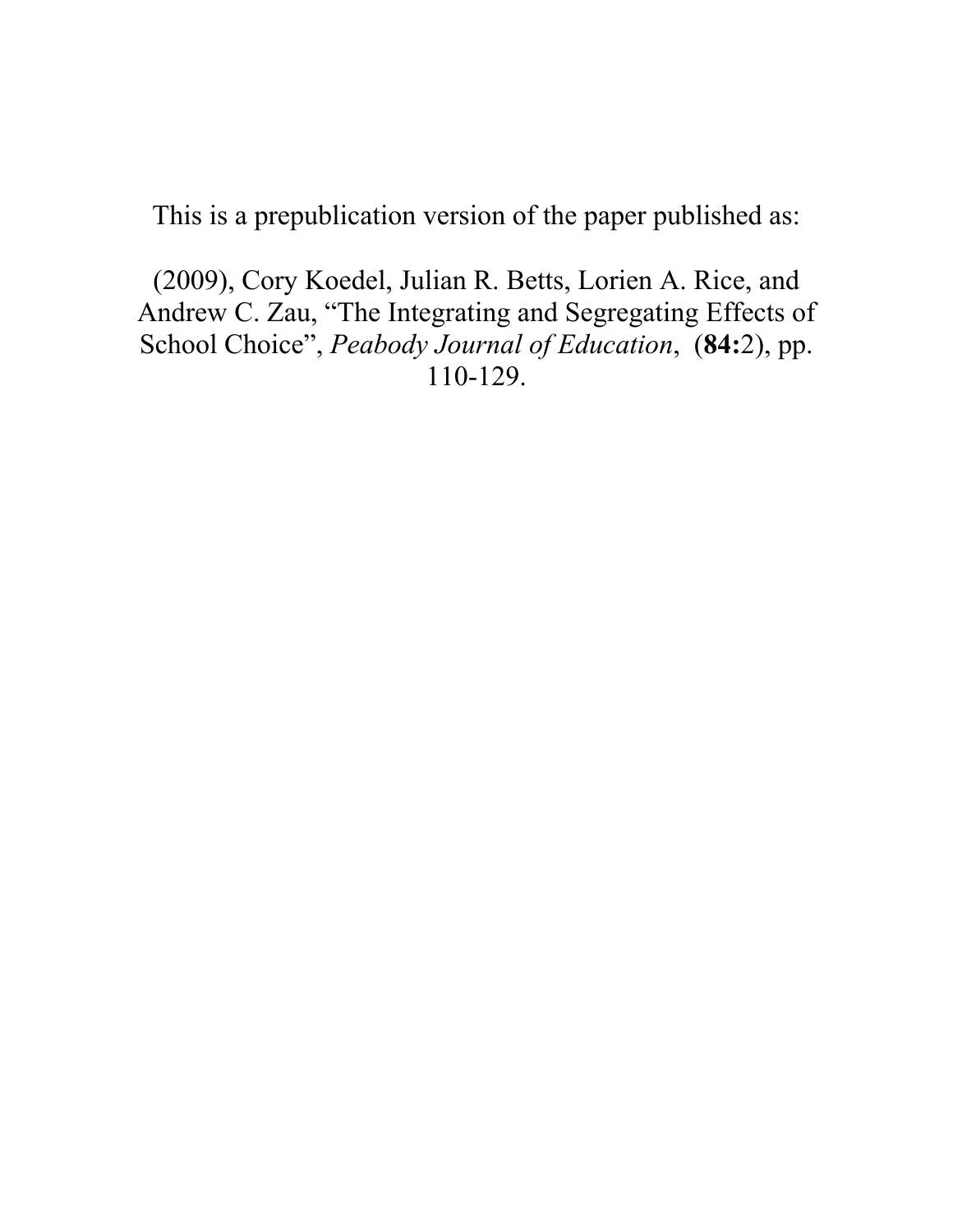This is a prepublication version of the paper published as:

(2009), Cory Koedel, Julian R. Betts, Lorien A. Rice, and Andrew C. Zau, "The Integrating and Segregating Effects of School Choice", *Peabody Journal of Education*, (**84:**2), pp. 110-129.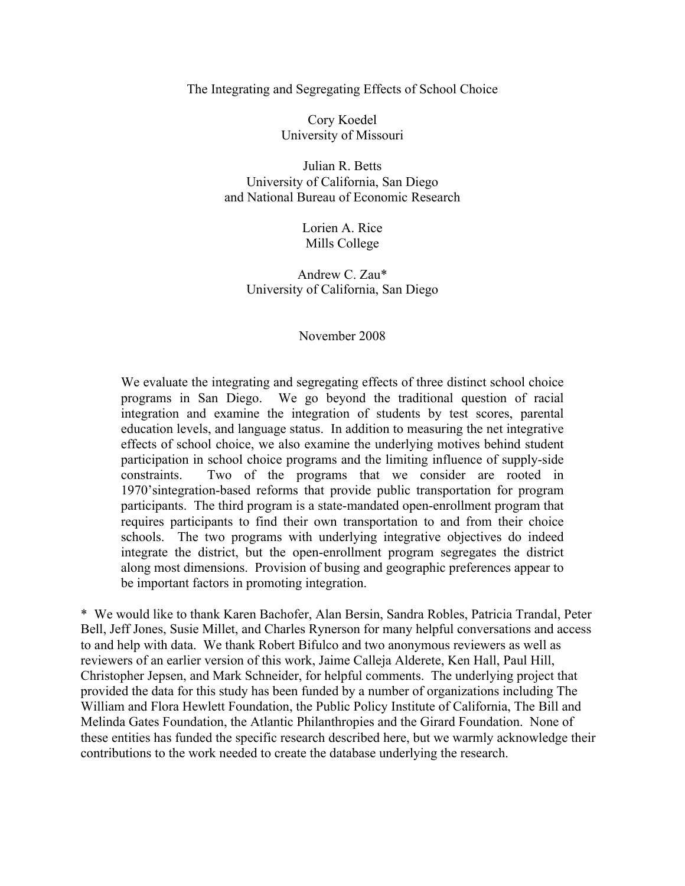# The Integrating and Segregating Effects of School Choice

Cory Koedel
University of Missouri

Julian R. Betts
University of California, San Diego
and National Bureau of Economic Research

Lorien A. Rice
Mills College

Andrew C. Zau*
University of California, San Diego

November 2008

> We evaluate the integrating and segregating effects of three distinct school choice programs in San Diego. We go beyond the traditional question of racial integration and examine the integration of students by test scores, parental education levels, and language status. In addition to measuring the net integrative effects of school choice, we also examine the underlying motives behind student participation in school choice programs and the limiting influence of supply-side constraints. Two of the programs that we consider are rooted in 1970'sintegration-based reforms that provide public transportation for program participants. The third program is a state-mandated open-enrollment program that requires participants to find their own transportation to and from their choice schools. The two programs with underlying integrative objectives do indeed integrate the district, but the open-enrollment program segregates the district along most dimensions. Provision of busing and geographic preferences appear to be important factors in promoting integration.

\* We would like to thank Karen Bachofer, Alan Bersin, Sandra Robles, Patricia Trandal, Peter Bell, Jeff Jones, Susie Millet, and Charles Rynerson for many helpful conversations and access to and help with data. We thank Robert Bifulco and two anonymous reviewers as well as reviewers of an earlier version of this work, Jaime Calleja Alderete, Ken Hall, Paul Hill, Christopher Jepsen, and Mark Schneider, for helpful comments. The underlying project that provided the data for this study has been funded by a number of organizations including The William and Flora Hewlett Foundation, the Public Policy Institute of California, The Bill and Melinda Gates Foundation, the Atlantic Philanthropies and the Girard Foundation. None of these entities has funded the specific research described here, but we warmly acknowledge their contributions to the work needed to create the database underlying the research.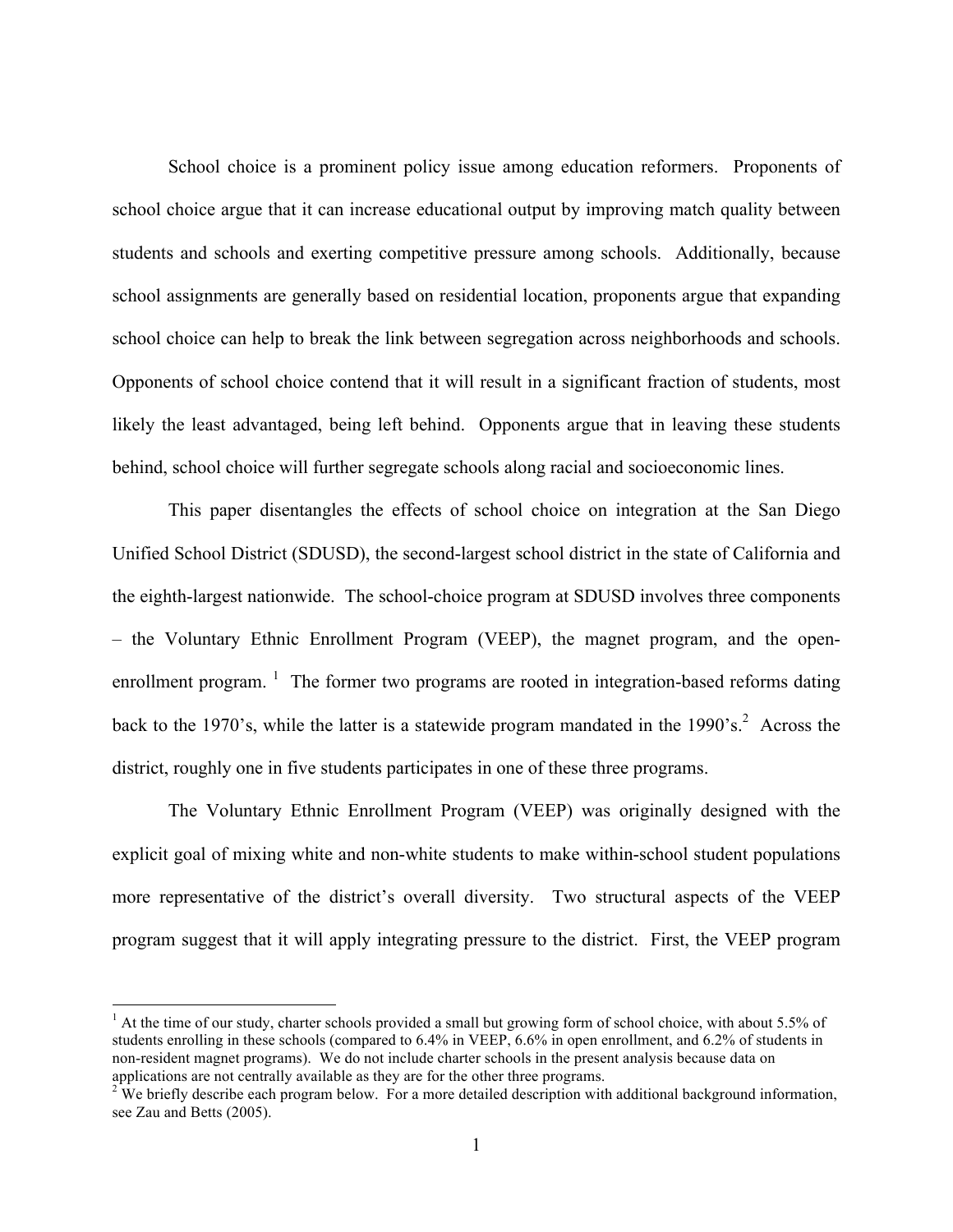School choice is a prominent policy issue among education reformers. Proponents of school choice argue that it can increase educational output by improving match quality between students and schools and exerting competitive pressure among schools. Additionally, because school assignments are generally based on residential location, proponents argue that expanding school choice can help to break the link between segregation across neighborhoods and schools. Opponents of school choice contend that it will result in a significant fraction of students, most likely the least advantaged, being left behind. Opponents argue that in leaving these students behind, school choice will further segregate schools along racial and socioeconomic lines.

This paper disentangles the effects of school choice on integration at the San Diego Unified School District (SDUSD), the second-largest school district in the state of California and the eighth-largest nationwide. The school-choice program at SDUSD involves three components – the Voluntary Ethnic Enrollment Program (VEEP), the magnet program, and the open-enrollment program. [1] The former two programs are rooted in integration-based reforms dating back to the 1970's, while the latter is a statewide program mandated in the 1990's.[2] Across the district, roughly one in five students participates in one of these three programs.

The Voluntary Ethnic Enrollment Program (VEEP) was originally designed with the explicit goal of mixing white and non-white students to make within-school student populations more representative of the district's overall diversity. Two structural aspects of the VEEP program suggest that it will apply integrating pressure to the district. First, the VEEP program

---

[1] At the time of our study, charter schools provided a small but growing form of school choice, with about 5.5% of students enrolling in these schools (compared to 6.4% in VEEP, 6.6% in open enrollment, and 6.2% of students in non-resident magnet programs). We do not include charter schools in the present analysis because data on applications are not centrally available as they are for the other three programs.

[2] We briefly describe each program below. For a more detailed description with additional background information, see Zau and Betts (2005).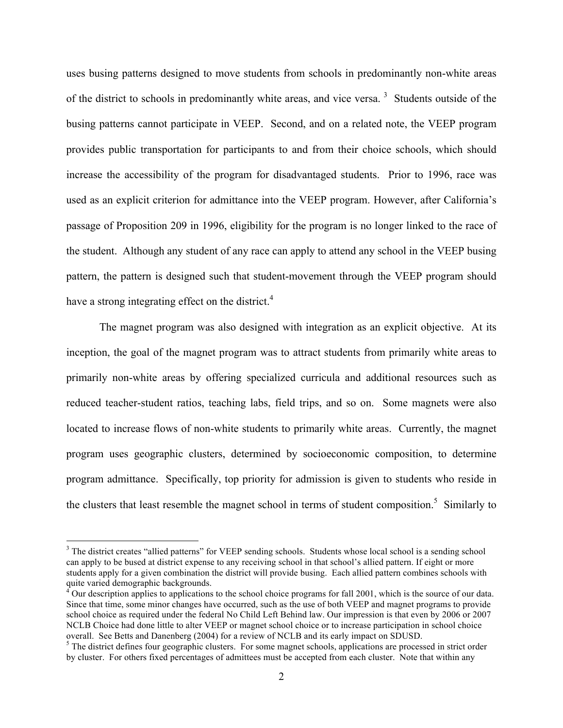uses busing patterns designed to move students from schools in predominantly non-white areas of the district to schools in predominantly white areas, and vice versa. [3] Students outside of the busing patterns cannot participate in VEEP. Second, and on a related note, the VEEP program provides public transportation for participants to and from their choice schools, which should increase the accessibility of the program for disadvantaged students. Prior to 1996, race was used as an explicit criterion for admittance into the VEEP program. However, after California's passage of Proposition 209 in 1996, eligibility for the program is no longer linked to the race of the student. Although any student of any race can apply to attend any school in the VEEP busing pattern, the pattern is designed such that student-movement through the VEEP program should have a strong integrating effect on the district.[4]

The magnet program was also designed with integration as an explicit objective. At its inception, the goal of the magnet program was to attract students from primarily white areas to primarily non-white areas by offering specialized curricula and additional resources such as reduced teacher-student ratios, teaching labs, field trips, and so on. Some magnets were also located to increase flows of non-white students to primarily white areas. Currently, the magnet program uses geographic clusters, determined by socioeconomic composition, to determine program admittance. Specifically, top priority for admission is given to students who reside in the clusters that least resemble the magnet school in terms of student composition.[5] Similarly to

---

[3] The district creates "allied patterns" for VEEP sending schools. Students whose local school is a sending school can apply to be bused at district expense to any receiving school in that school's allied pattern. If eight or more students apply for a given combination the district will provide busing. Each allied pattern combines schools with quite varied demographic backgrounds.

[4] Our description applies to applications to the school choice programs for fall 2001, which is the source of our data. Since that time, some minor changes have occurred, such as the use of both VEEP and magnet programs to provide school choice as required under the federal No Child Left Behind law. Our impression is that even by 2006 or 2007 NCLB Choice had done little to alter VEEP or magnet school choice or to increase participation in school choice overall. See Betts and Danenberg (2004) for a review of NCLB and its early impact on SDUSD.

[5] The district defines four geographic clusters. For some magnet schools, applications are processed in strict order by cluster. For others fixed percentages of admittees must be accepted from each cluster. Note that within any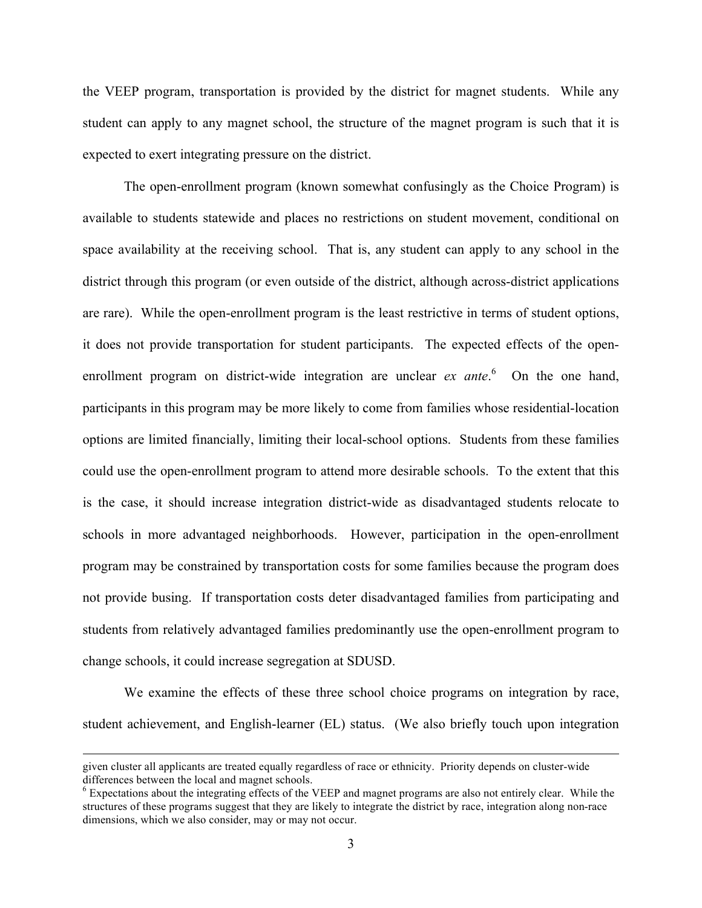the VEEP program, transportation is provided by the district for magnet students. While any student can apply to any magnet school, the structure of the magnet program is such that it is expected to exert integrating pressure on the district.

The open-enrollment program (known somewhat confusingly as the Choice Program) is available to students statewide and places no restrictions on student movement, conditional on space availability at the receiving school. That is, any student can apply to any school in the district through this program (or even outside of the district, although across-district applications are rare). While the open-enrollment program is the least restrictive in terms of student options, it does not provide transportation for student participants. The expected effects of the open-enrollment program on district-wide integration are unclear *ex ante*.[6] On the one hand, participants in this program may be more likely to come from families whose residential-location options are limited financially, limiting their local-school options. Students from these families could use the open-enrollment program to attend more desirable schools. To the extent that this is the case, it should increase integration district-wide as disadvantaged students relocate to schools in more advantaged neighborhoods. However, participation in the open-enrollment program may be constrained by transportation costs for some families because the program does not provide busing. If transportation costs deter disadvantaged families from participating and students from relatively advantaged families predominantly use the open-enrollment program to change schools, it could increase segregation at SDUSD.

We examine the effects of these three school choice programs on integration by race, student achievement, and English-learner (EL) status. (We also briefly touch upon integration

---

given cluster all applicants are treated equally regardless of race or ethnicity. Priority depends on cluster-wide differences between the local and magnet schools.

[6] Expectations about the integrating effects of the VEEP and magnet programs are also not entirely clear. While the structures of these programs suggest that they are likely to integrate the district by race, integration along non-race dimensions, which we also consider, may or may not occur.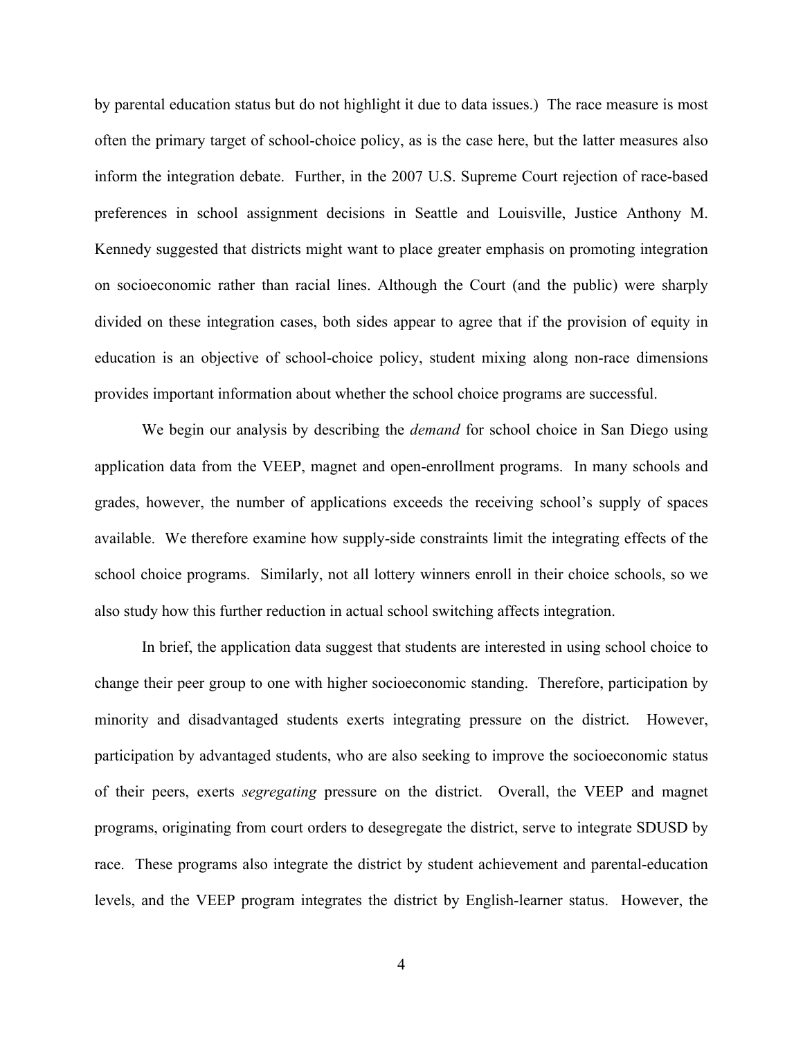by parental education status but do not highlight it due to data issues.) The race measure is most often the primary target of school-choice policy, as is the case here, but the latter measures also inform the integration debate. Further, in the 2007 U.S. Supreme Court rejection of race-based preferences in school assignment decisions in Seattle and Louisville, Justice Anthony M. Kennedy suggested that districts might want to place greater emphasis on promoting integration on socioeconomic rather than racial lines. Although the Court (and the public) were sharply divided on these integration cases, both sides appear to agree that if the provision of equity in education is an objective of school-choice policy, student mixing along non-race dimensions provides important information about whether the school choice programs are successful.

We begin our analysis by describing the *demand* for school choice in San Diego using application data from the VEEP, magnet and open-enrollment programs. In many schools and grades, however, the number of applications exceeds the receiving school's supply of spaces available. We therefore examine how supply-side constraints limit the integrating effects of the school choice programs. Similarly, not all lottery winners enroll in their choice schools, so we also study how this further reduction in actual school switching affects integration.

In brief, the application data suggest that students are interested in using school choice to change their peer group to one with higher socioeconomic standing. Therefore, participation by minority and disadvantaged students exerts integrating pressure on the district. However, participation by advantaged students, who are also seeking to improve the socioeconomic status of their peers, exerts *segregating* pressure on the district. Overall, the VEEP and magnet programs, originating from court orders to desegregate the district, serve to integrate SDUSD by race. These programs also integrate the district by student achievement and parental-education levels, and the VEEP program integrates the district by English-learner status. However, the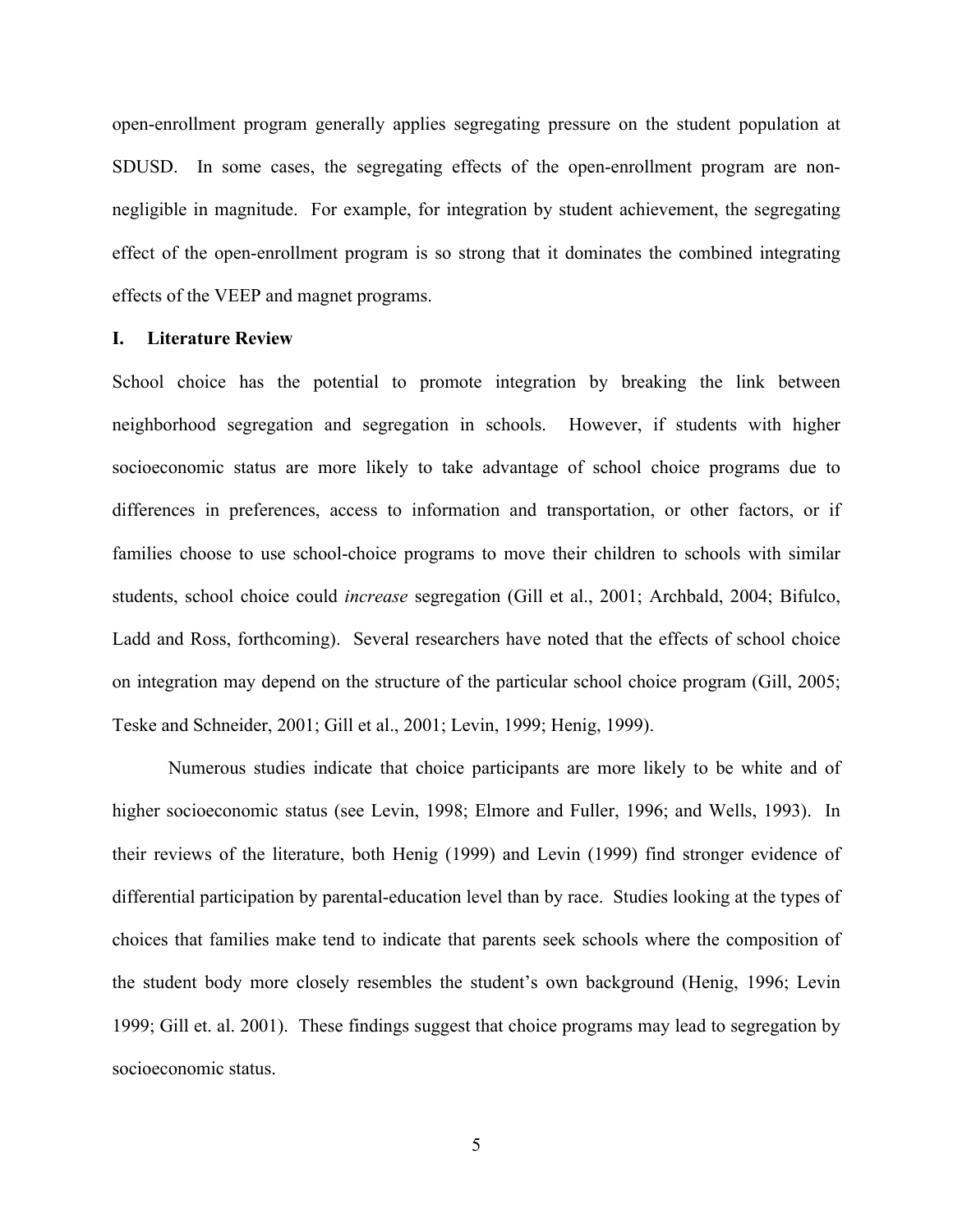open-enrollment program generally applies segregating pressure on the student population at SDUSD. In some cases, the segregating effects of the open-enrollment program are non-negligible in magnitude. For example, for integration by student achievement, the segregating effect of the open-enrollment program is so strong that it dominates the combined integrating effects of the VEEP and magnet programs.

## I. Literature Review

School choice has the potential to promote integration by breaking the link between neighborhood segregation and segregation in schools. However, if students with higher socioeconomic status are more likely to take advantage of school choice programs due to differences in preferences, access to information and transportation, or other factors, or if families choose to use school-choice programs to move their children to schools with similar students, school choice could *increase* segregation (Gill et al., 2001; Archbald, 2004; Bifulco, Ladd and Ross, forthcoming). Several researchers have noted that the effects of school choice on integration may depend on the structure of the particular school choice program (Gill, 2005; Teske and Schneider, 2001; Gill et al., 2001; Levin, 1999; Henig, 1999).

Numerous studies indicate that choice participants are more likely to be white and of higher socioeconomic status (see Levin, 1998; Elmore and Fuller, 1996; and Wells, 1993). In their reviews of the literature, both Henig (1999) and Levin (1999) find stronger evidence of differential participation by parental-education level than by race. Studies looking at the types of choices that families make tend to indicate that parents seek schools where the composition of the student body more closely resembles the student's own background (Henig, 1996; Levin 1999; Gill et. al. 2001). These findings suggest that choice programs may lead to segregation by socioeconomic status.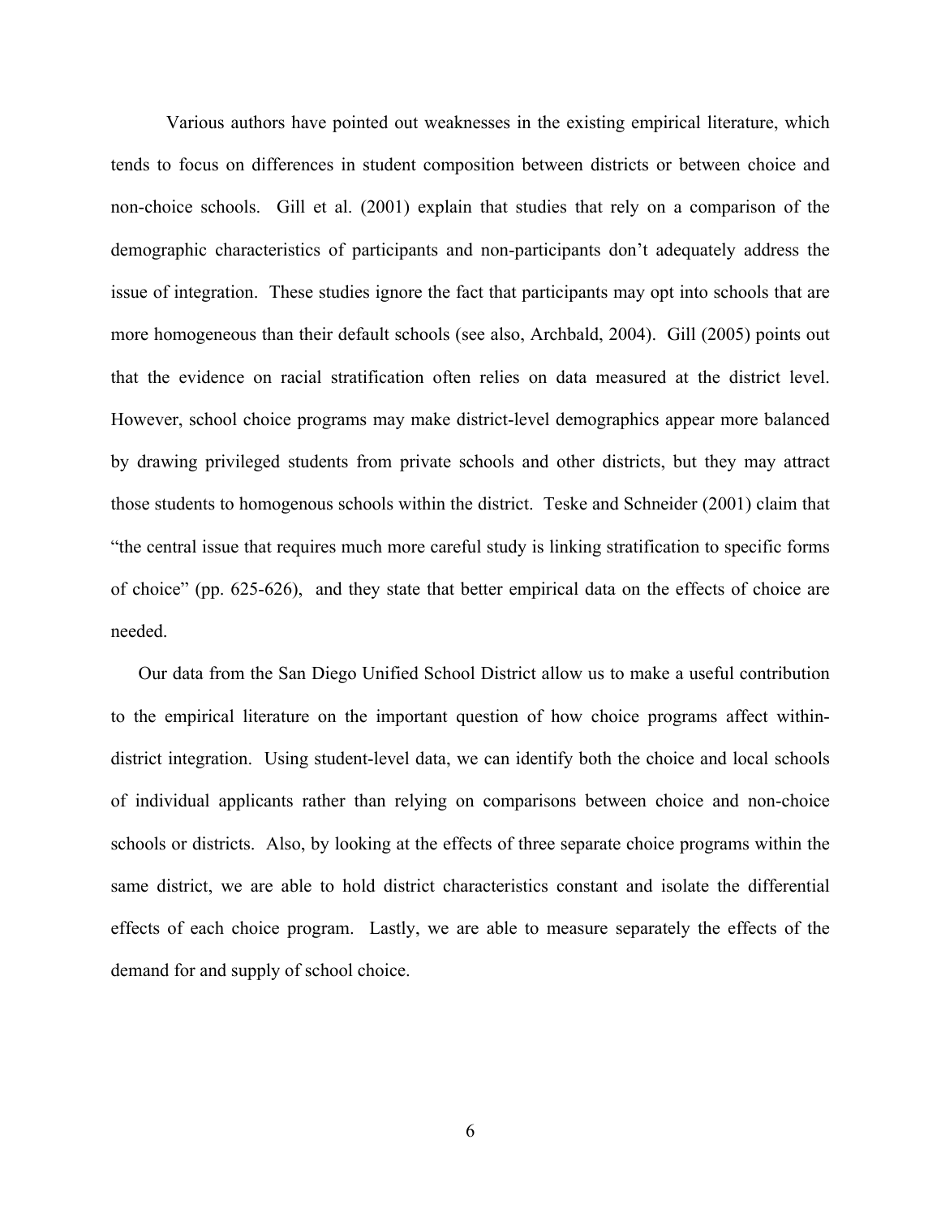Various authors have pointed out weaknesses in the existing empirical literature, which tends to focus on differences in student composition between districts or between choice and non-choice schools. Gill et al. (2001) explain that studies that rely on a comparison of the demographic characteristics of participants and non-participants don't adequately address the issue of integration. These studies ignore the fact that participants may opt into schools that are more homogeneous than their default schools (see also, Archbald, 2004). Gill (2005) points out that the evidence on racial stratification often relies on data measured at the district level. However, school choice programs may make district-level demographics appear more balanced by drawing privileged students from private schools and other districts, but they may attract those students to homogenous schools within the district. Teske and Schneider (2001) claim that "the central issue that requires much more careful study is linking stratification to specific forms of choice" (pp. 625-626), and they state that better empirical data on the effects of choice are needed.

Our data from the San Diego Unified School District allow us to make a useful contribution to the empirical literature on the important question of how choice programs affect within-district integration. Using student-level data, we can identify both the choice and local schools of individual applicants rather than relying on comparisons between choice and non-choice schools or districts. Also, by looking at the effects of three separate choice programs within the same district, we are able to hold district characteristics constant and isolate the differential effects of each choice program. Lastly, we are able to measure separately the effects of the demand for and supply of school choice.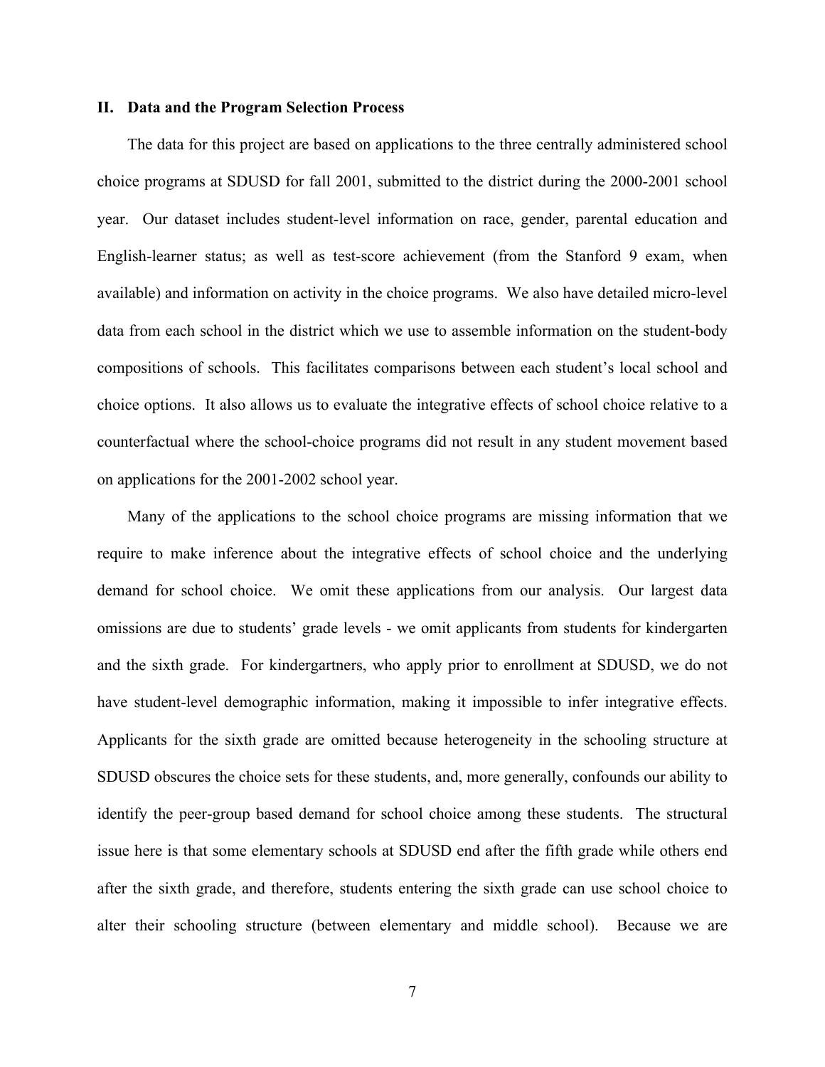## II. Data and the Program Selection Process

The data for this project are based on applications to the three centrally administered school choice programs at SDUSD for fall 2001, submitted to the district during the 2000-2001 school year. Our dataset includes student-level information on race, gender, parental education and English-learner status; as well as test-score achievement (from the Stanford 9 exam, when available) and information on activity in the choice programs. We also have detailed micro-level data from each school in the district which we use to assemble information on the student-body compositions of schools. This facilitates comparisons between each student's local school and choice options. It also allows us to evaluate the integrative effects of school choice relative to a counterfactual where the school-choice programs did not result in any student movement based on applications for the 2001-2002 school year.

Many of the applications to the school choice programs are missing information that we require to make inference about the integrative effects of school choice and the underlying demand for school choice. We omit these applications from our analysis. Our largest data omissions are due to students' grade levels - we omit applicants from students for kindergarten and the sixth grade. For kindergartners, who apply prior to enrollment at SDUSD, we do not have student-level demographic information, making it impossible to infer integrative effects. Applicants for the sixth grade are omitted because heterogeneity in the schooling structure at SDUSD obscures the choice sets for these students, and, more generally, confounds our ability to identify the peer-group based demand for school choice among these students. The structural issue here is that some elementary schools at SDUSD end after the fifth grade while others end after the sixth grade, and therefore, students entering the sixth grade can use school choice to alter their schooling structure (between elementary and middle school). Because we are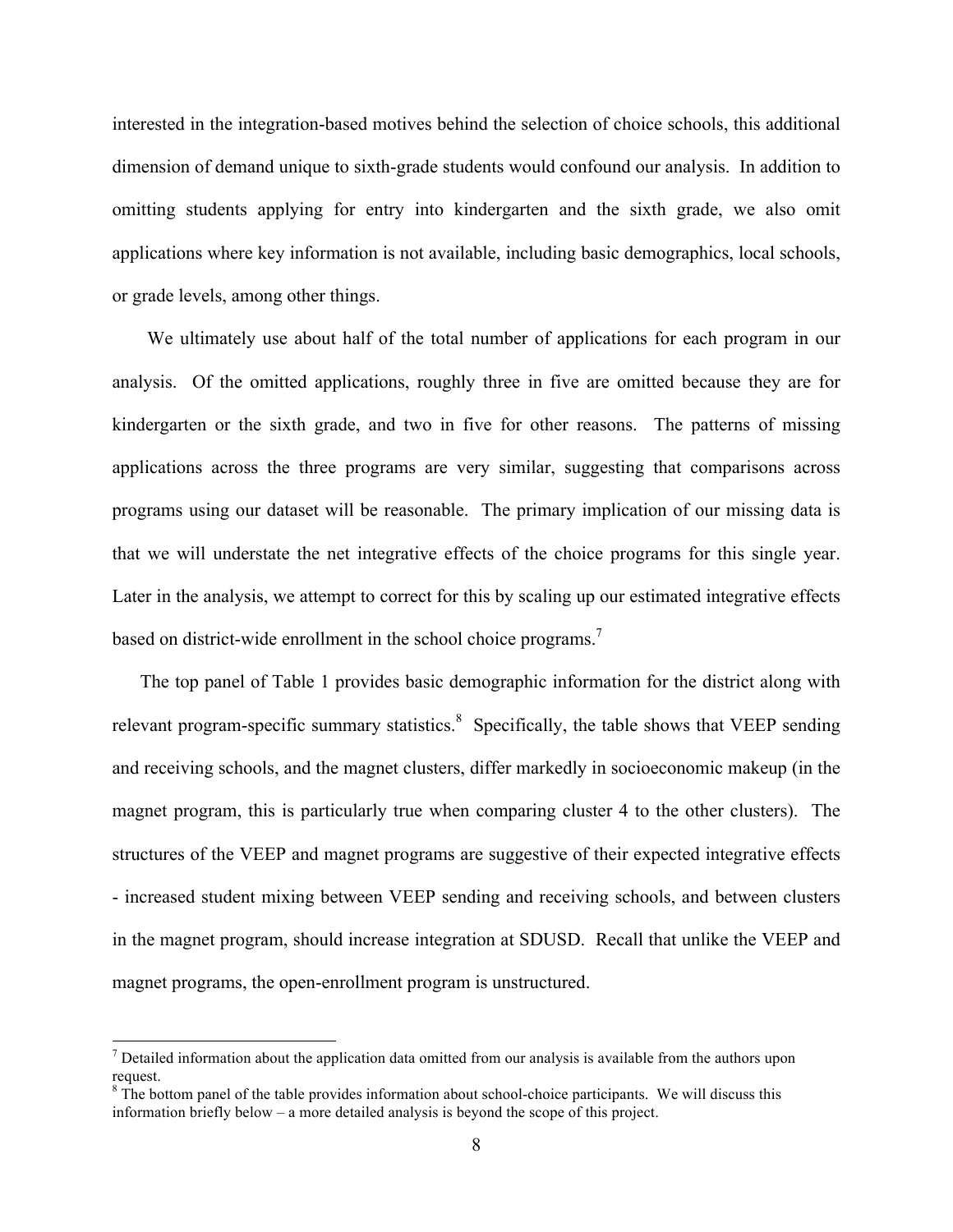interested in the integration-based motives behind the selection of choice schools, this additional dimension of demand unique to sixth-grade students would confound our analysis. In addition to omitting students applying for entry into kindergarten and the sixth grade, we also omit applications where key information is not available, including basic demographics, local schools, or grade levels, among other things.

We ultimately use about half of the total number of applications for each program in our analysis. Of the omitted applications, roughly three in five are omitted because they are for kindergarten or the sixth grade, and two in five for other reasons. The patterns of missing applications across the three programs are very similar, suggesting that comparisons across programs using our dataset will be reasonable. The primary implication of our missing data is that we will understate the net integrative effects of the choice programs for this single year. Later in the analysis, we attempt to correct for this by scaling up our estimated integrative effects based on district-wide enrollment in the school choice programs.[7]

The top panel of Table 1 provides basic demographic information for the district along with relevant program-specific summary statistics.[8] Specifically, the table shows that VEEP sending and receiving schools, and the magnet clusters, differ markedly in socioeconomic makeup (in the magnet program, this is particularly true when comparing cluster 4 to the other clusters). The structures of the VEEP and magnet programs are suggestive of their expected integrative effects - increased student mixing between VEEP sending and receiving schools, and between clusters in the magnet program, should increase integration at SDUSD. Recall that unlike the VEEP and magnet programs, the open-enrollment program is unstructured.

---

[7] Detailed information about the application data omitted from our analysis is available from the authors upon request.

[8] The bottom panel of the table provides information about school-choice participants. We will discuss this information briefly below – a more detailed analysis is beyond the scope of this project.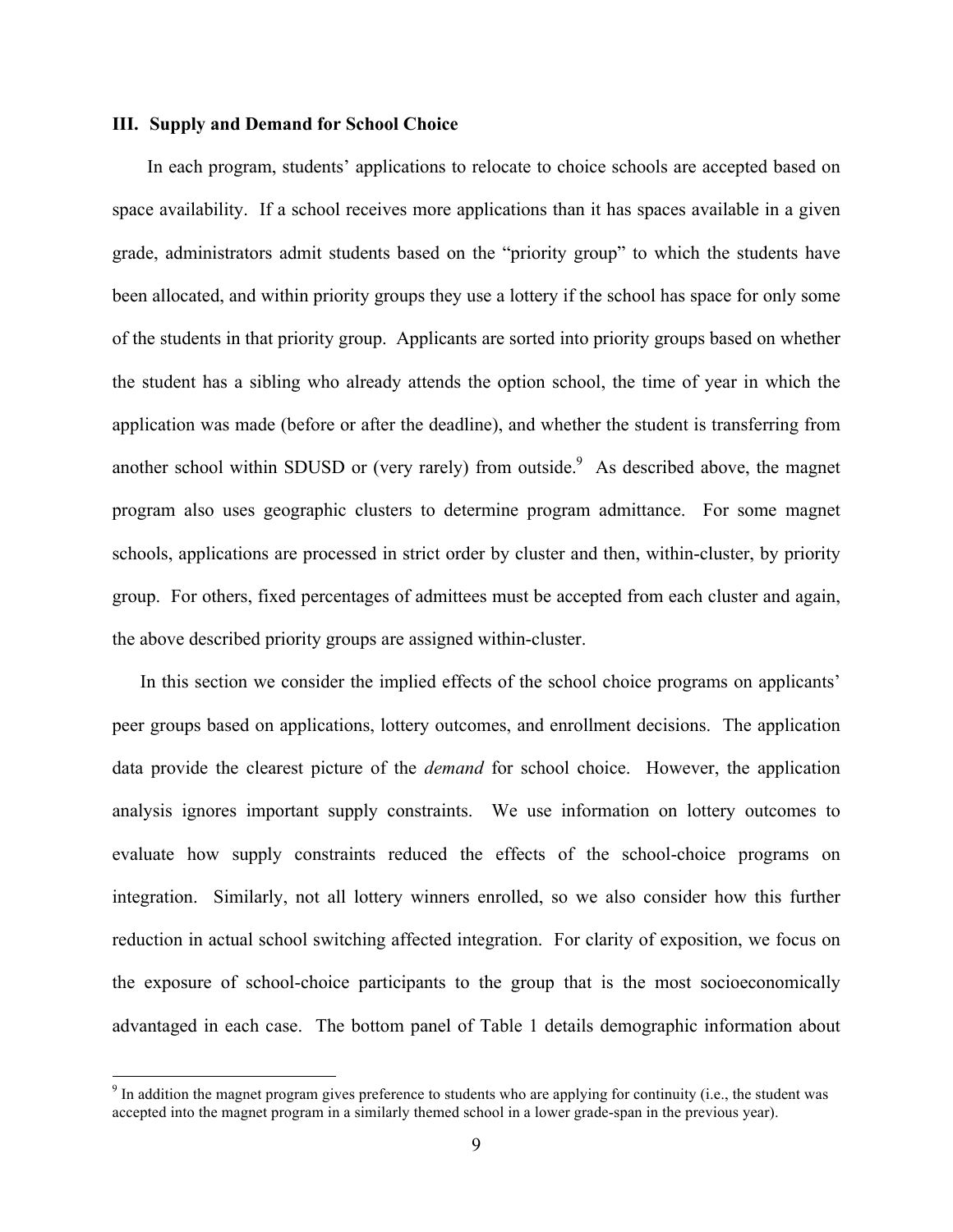### III. Supply and Demand for School Choice

In each program, students' applications to relocate to choice schools are accepted based on space availability. If a school receives more applications than it has spaces available in a given grade, administrators admit students based on the "priority group" to which the students have been allocated, and within priority groups they use a lottery if the school has space for only some of the students in that priority group. Applicants are sorted into priority groups based on whether the student has a sibling who already attends the option school, the time of year in which the application was made (before or after the deadline), and whether the student is transferring from another school within SDUSD or (very rarely) from outside.[9] As described above, the magnet program also uses geographic clusters to determine program admittance. For some magnet schools, applications are processed in strict order by cluster and then, within-cluster, by priority group. For others, fixed percentages of admittees must be accepted from each cluster and again, the above described priority groups are assigned within-cluster.

In this section we consider the implied effects of the school choice programs on applicants' peer groups based on applications, lottery outcomes, and enrollment decisions. The application data provide the clearest picture of the *demand* for school choice. However, the application analysis ignores important supply constraints. We use information on lottery outcomes to evaluate how supply constraints reduced the effects of the school-choice programs on integration. Similarly, not all lottery winners enrolled, so we also consider how this further reduction in actual school switching affected integration. For clarity of exposition, we focus on the exposure of school-choice participants to the group that is the most socioeconomically advantaged in each case. The bottom panel of Table 1 details demographic information about

[9] In addition the magnet program gives preference to students who are applying for continuity (i.e., the student was accepted into the magnet program in a similarly themed school in a lower grade-span in the previous year).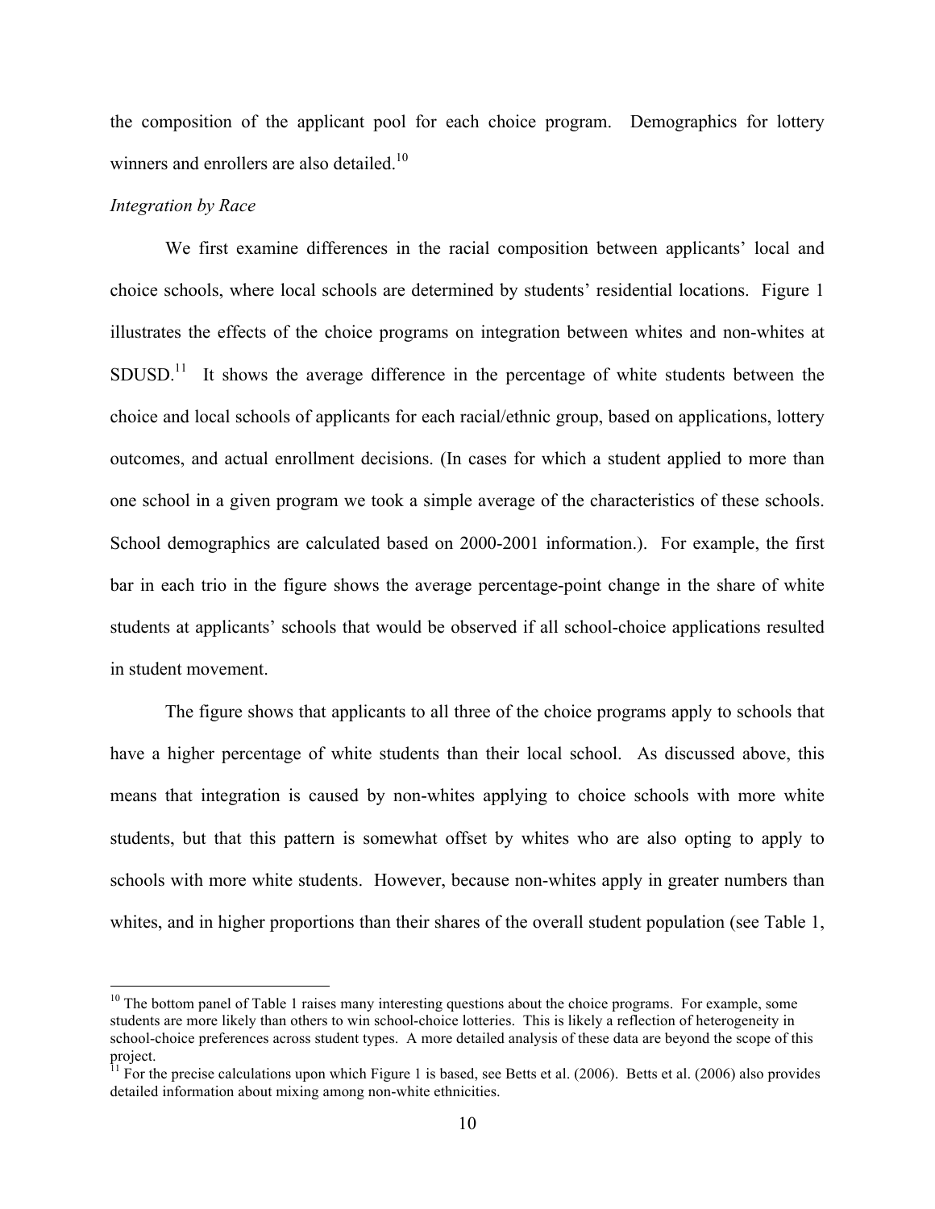the composition of the applicant pool for each choice program. Demographics for lottery winners and enrollers are also detailed.[10]

*Integration by Race*

We first examine differences in the racial composition between applicants' local and choice schools, where local schools are determined by students' residential locations. Figure 1 illustrates the effects of the choice programs on integration between whites and non-whites at SDUSD.[11] It shows the average difference in the percentage of white students between the choice and local schools of applicants for each racial/ethnic group, based on applications, lottery outcomes, and actual enrollment decisions. (In cases for which a student applied to more than one school in a given program we took a simple average of the characteristics of these schools. School demographics are calculated based on 2000-2001 information.). For example, the first bar in each trio in the figure shows the average percentage-point change in the share of white students at applicants' schools that would be observed if all school-choice applications resulted in student movement.

The figure shows that applicants to all three of the choice programs apply to schools that have a higher percentage of white students than their local school. As discussed above, this means that integration is caused by non-whites applying to choice schools with more white students, but that this pattern is somewhat offset by whites who are also opting to apply to schools with more white students. However, because non-whites apply in greater numbers than whites, and in higher proportions than their shares of the overall student population (see Table 1,

---

[10] The bottom panel of Table 1 raises many interesting questions about the choice programs. For example, some students are more likely than others to win school-choice lotteries. This is likely a reflection of heterogeneity in school-choice preferences across student types. A more detailed analysis of these data are beyond the scope of this project.

[11] For the precise calculations upon which Figure 1 is based, see Betts et al. (2006). Betts et al. (2006) also provides detailed information about mixing among non-white ethnicities.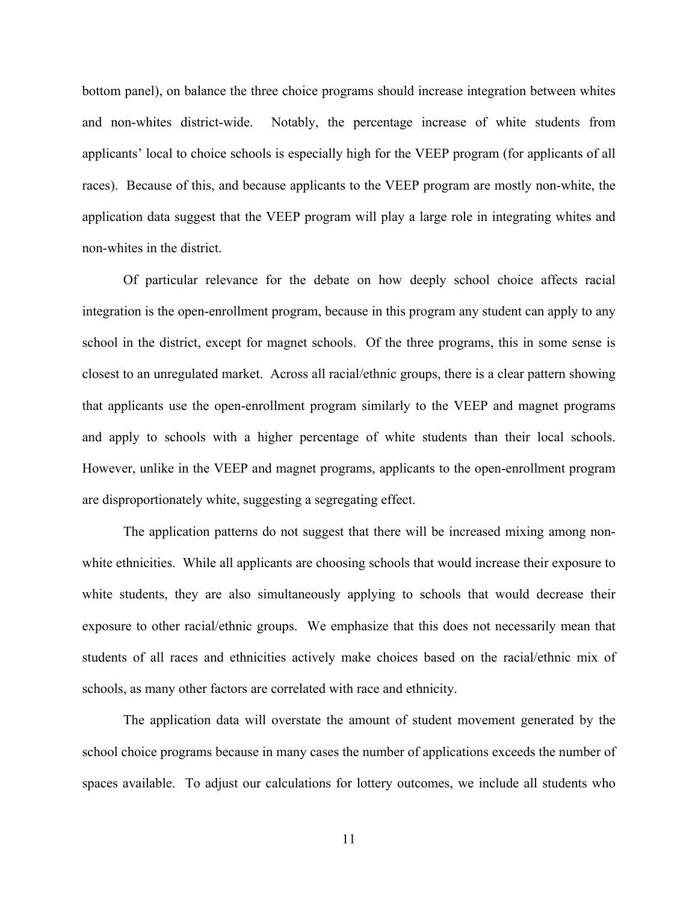bottom panel), on balance the three choice programs should increase integration between whites and non-whites district-wide. Notably, the percentage increase of white students from applicants' local to choice schools is especially high for the VEEP program (for applicants of all races). Because of this, and because applicants to the VEEP program are mostly non-white, the application data suggest that the VEEP program will play a large role in integrating whites and non-whites in the district.

Of particular relevance for the debate on how deeply school choice affects racial integration is the open-enrollment program, because in this program any student can apply to any school in the district, except for magnet schools. Of the three programs, this in some sense is closest to an unregulated market. Across all racial/ethnic groups, there is a clear pattern showing that applicants use the open-enrollment program similarly to the VEEP and magnet programs and apply to schools with a higher percentage of white students than their local schools. However, unlike in the VEEP and magnet programs, applicants to the open-enrollment program are disproportionately white, suggesting a segregating effect.

The application patterns do not suggest that there will be increased mixing among non-white ethnicities. While all applicants are choosing schools that would increase their exposure to white students, they are also simultaneously applying to schools that would decrease their exposure to other racial/ethnic groups. We emphasize that this does not necessarily mean that students of all races and ethnicities actively make choices based on the racial/ethnic mix of schools, as many other factors are correlated with race and ethnicity.

The application data will overstate the amount of student movement generated by the school choice programs because in many cases the number of applications exceeds the number of spaces available. To adjust our calculations for lottery outcomes, we include all students who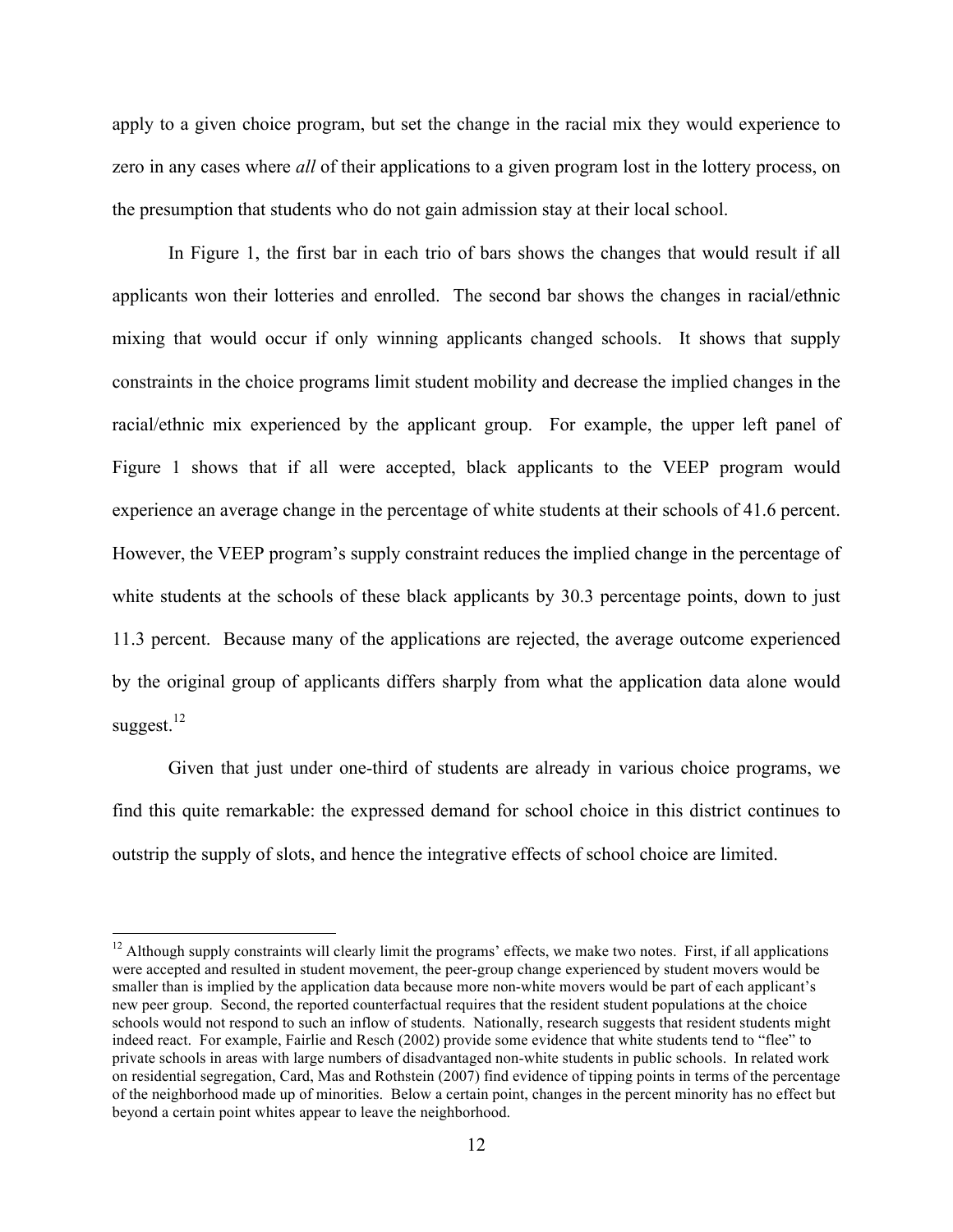apply to a given choice program, but set the change in the racial mix they would experience to zero in any cases where *all* of their applications to a given program lost in the lottery process, on the presumption that students who do not gain admission stay at their local school.

In Figure 1, the first bar in each trio of bars shows the changes that would result if all applicants won their lotteries and enrolled. The second bar shows the changes in racial/ethnic mixing that would occur if only winning applicants changed schools. It shows that supply constraints in the choice programs limit student mobility and decrease the implied changes in the racial/ethnic mix experienced by the applicant group. For example, the upper left panel of Figure 1 shows that if all were accepted, black applicants to the VEEP program would experience an average change in the percentage of white students at their schools of 41.6 percent. However, the VEEP program's supply constraint reduces the implied change in the percentage of white students at the schools of these black applicants by 30.3 percentage points, down to just 11.3 percent. Because many of the applications are rejected, the average outcome experienced by the original group of applicants differs sharply from what the application data alone would suggest.[12]

Given that just under one-third of students are already in various choice programs, we find this quite remarkable: the expressed demand for school choice in this district continues to outstrip the supply of slots, and hence the integrative effects of school choice are limited.

[12] Although supply constraints will clearly limit the programs' effects, we make two notes. First, if all applications were accepted and resulted in student movement, the peer-group change experienced by student movers would be smaller than is implied by the application data because more non-white movers would be part of each applicant's new peer group. Second, the reported counterfactual requires that the resident student populations at the choice schools would not respond to such an inflow of students. Nationally, research suggests that resident students might indeed react. For example, Fairlie and Resch (2002) provide some evidence that white students tend to "flee" to private schools in areas with large numbers of disadvantaged non-white students in public schools. In related work on residential segregation, Card, Mas and Rothstein (2007) find evidence of tipping points in terms of the percentage of the neighborhood made up of minorities. Below a certain point, changes in the percent minority has no effect but beyond a certain point whites appear to leave the neighborhood.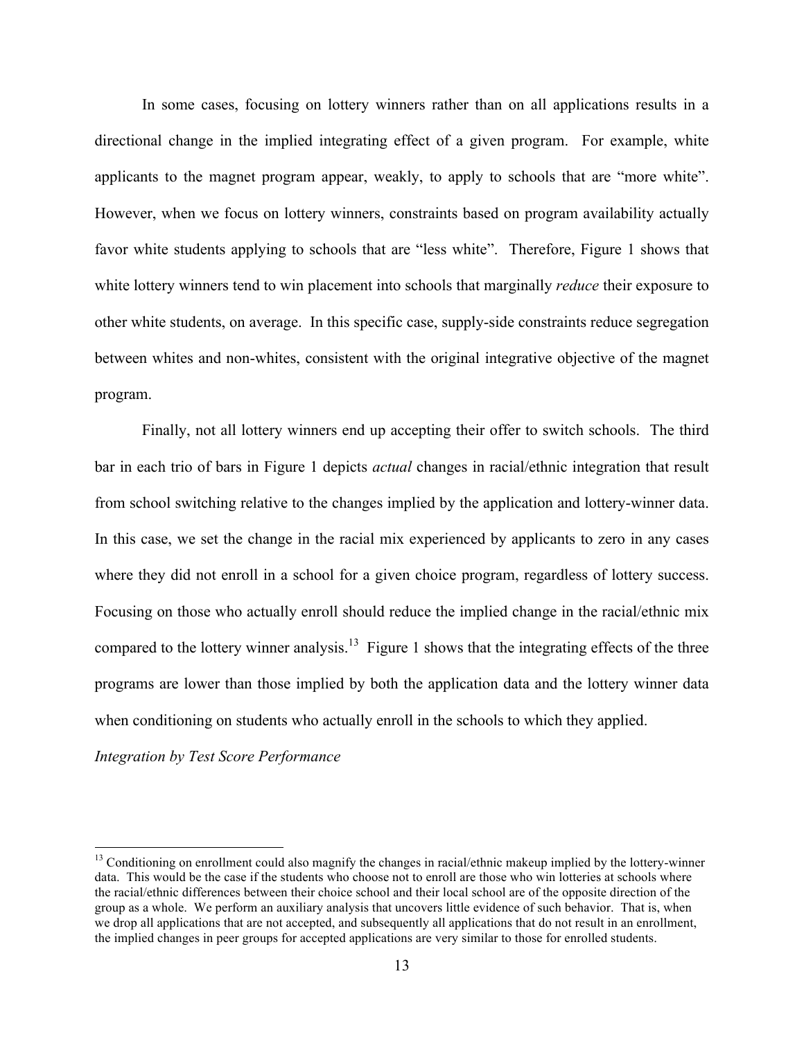In some cases, focusing on lottery winners rather than on all applications results in a directional change in the implied integrating effect of a given program. For example, white applicants to the magnet program appear, weakly, to apply to schools that are "more white". However, when we focus on lottery winners, constraints based on program availability actually favor white students applying to schools that are "less white". Therefore, Figure 1 shows that white lottery winners tend to win placement into schools that marginally *reduce* their exposure to other white students, on average. In this specific case, supply-side constraints reduce segregation between whites and non-whites, consistent with the original integrative objective of the magnet program.

Finally, not all lottery winners end up accepting their offer to switch schools. The third bar in each trio of bars in Figure 1 depicts *actual* changes in racial/ethnic integration that result from school switching relative to the changes implied by the application and lottery-winner data. In this case, we set the change in the racial mix experienced by applicants to zero in any cases where they did not enroll in a school for a given choice program, regardless of lottery success. Focusing on those who actually enroll should reduce the implied change in the racial/ethnic mix compared to the lottery winner analysis.[13] Figure 1 shows that the integrating effects of the three programs are lower than those implied by both the application data and the lottery winner data when conditioning on students who actually enroll in the schools to which they applied.

*Integration by Test Score Performance*

---

[13] Conditioning on enrollment could also magnify the changes in racial/ethnic makeup implied by the lottery-winner data. This would be the case if the students who choose not to enroll are those who win lotteries at schools where the racial/ethnic differences between their choice school and their local school are of the opposite direction of the group as a whole. We perform an auxiliary analysis that uncovers little evidence of such behavior. That is, when we drop all applications that are not accepted, and subsequently all applications that do not result in an enrollment, the implied changes in peer groups for accepted applications are very similar to those for enrolled students.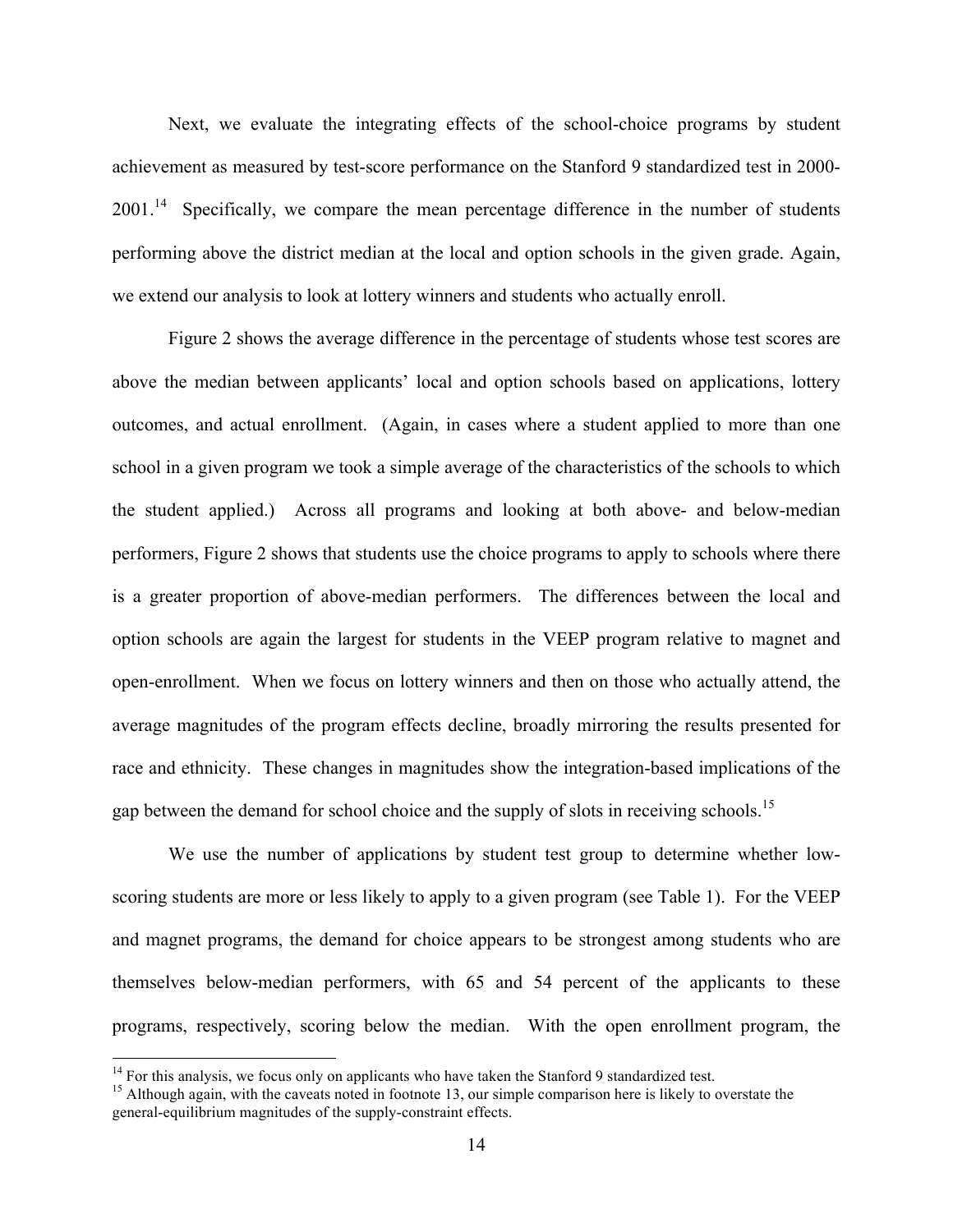Next, we evaluate the integrating effects of the school-choice programs by student achievement as measured by test-score performance on the Stanford 9 standardized test in 2000-2001.[14] Specifically, we compare the mean percentage difference in the number of students performing above the district median at the local and option schools in the given grade. Again, we extend our analysis to look at lottery winners and students who actually enroll.

Figure 2 shows the average difference in the percentage of students whose test scores are above the median between applicants' local and option schools based on applications, lottery outcomes, and actual enrollment. (Again, in cases where a student applied to more than one school in a given program we took a simple average of the characteristics of the schools to which the student applied.) Across all programs and looking at both above- and below-median performers, Figure 2 shows that students use the choice programs to apply to schools where there is a greater proportion of above-median performers. The differences between the local and option schools are again the largest for students in the VEEP program relative to magnet and open-enrollment. When we focus on lottery winners and then on those who actually attend, the average magnitudes of the program effects decline, broadly mirroring the results presented for race and ethnicity. These changes in magnitudes show the integration-based implications of the gap between the demand for school choice and the supply of slots in receiving schools.[15]

We use the number of applications by student test group to determine whether low-scoring students are more or less likely to apply to a given program (see Table 1). For the VEEP and magnet programs, the demand for choice appears to be strongest among students who are themselves below-median performers, with 65 and 54 percent of the applicants to these programs, respectively, scoring below the median. With the open enrollment program, the

[14] For this analysis, we focus only on applicants who have taken the Stanford 9 standardized test.

[15] Although again, with the caveats noted in footnote 13, our simple comparison here is likely to overstate the general-equilibrium magnitudes of the supply-constraint effects.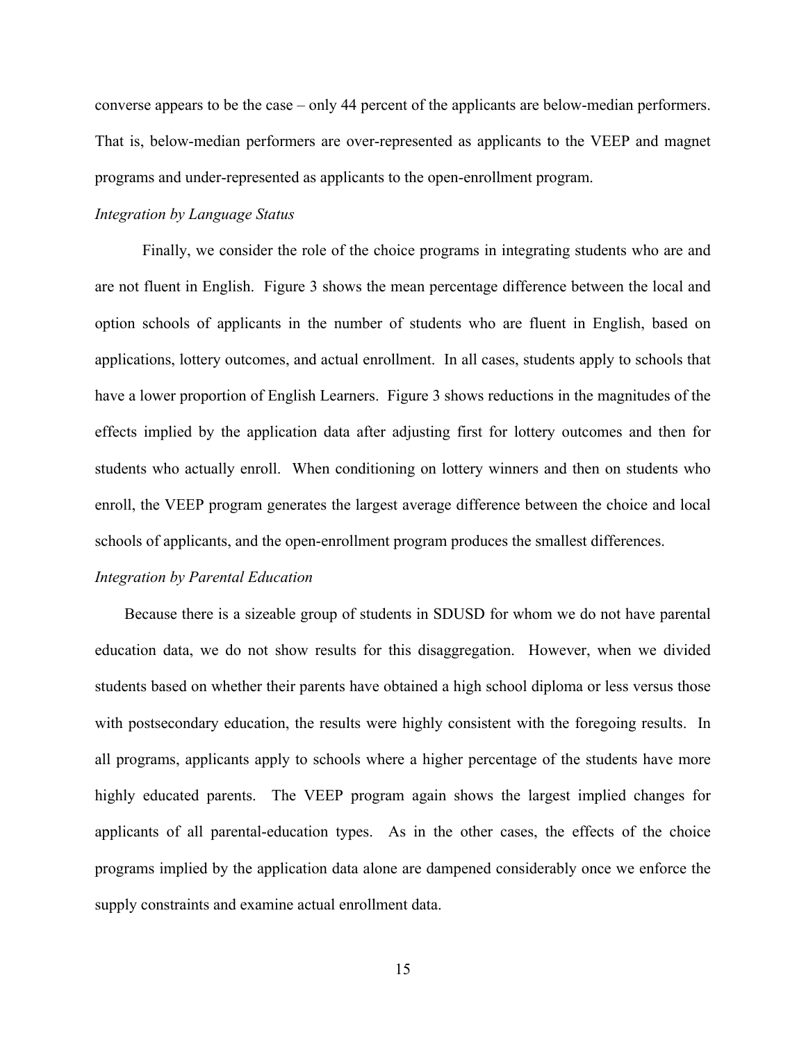converse appears to be the case – only 44 percent of the applicants are below-median performers. That is, below-median performers are over-represented as applicants to the VEEP and magnet programs and under-represented as applicants to the open-enrollment program.

*Integration by Language Status*

Finally, we consider the role of the choice programs in integrating students who are and are not fluent in English. Figure 3 shows the mean percentage difference between the local and option schools of applicants in the number of students who are fluent in English, based on applications, lottery outcomes, and actual enrollment. In all cases, students apply to schools that have a lower proportion of English Learners. Figure 3 shows reductions in the magnitudes of the effects implied by the application data after adjusting first for lottery outcomes and then for students who actually enroll. When conditioning on lottery winners and then on students who enroll, the VEEP program generates the largest average difference between the choice and local schools of applicants, and the open-enrollment program produces the smallest differences.

*Integration by Parental Education*

Because there is a sizeable group of students in SDUSD for whom we do not have parental education data, we do not show results for this disaggregation. However, when we divided students based on whether their parents have obtained a high school diploma or less versus those with postsecondary education, the results were highly consistent with the foregoing results. In all programs, applicants apply to schools where a higher percentage of the students have more highly educated parents. The VEEP program again shows the largest implied changes for applicants of all parental-education types. As in the other cases, the effects of the choice programs implied by the application data alone are dampened considerably once we enforce the supply constraints and examine actual enrollment data.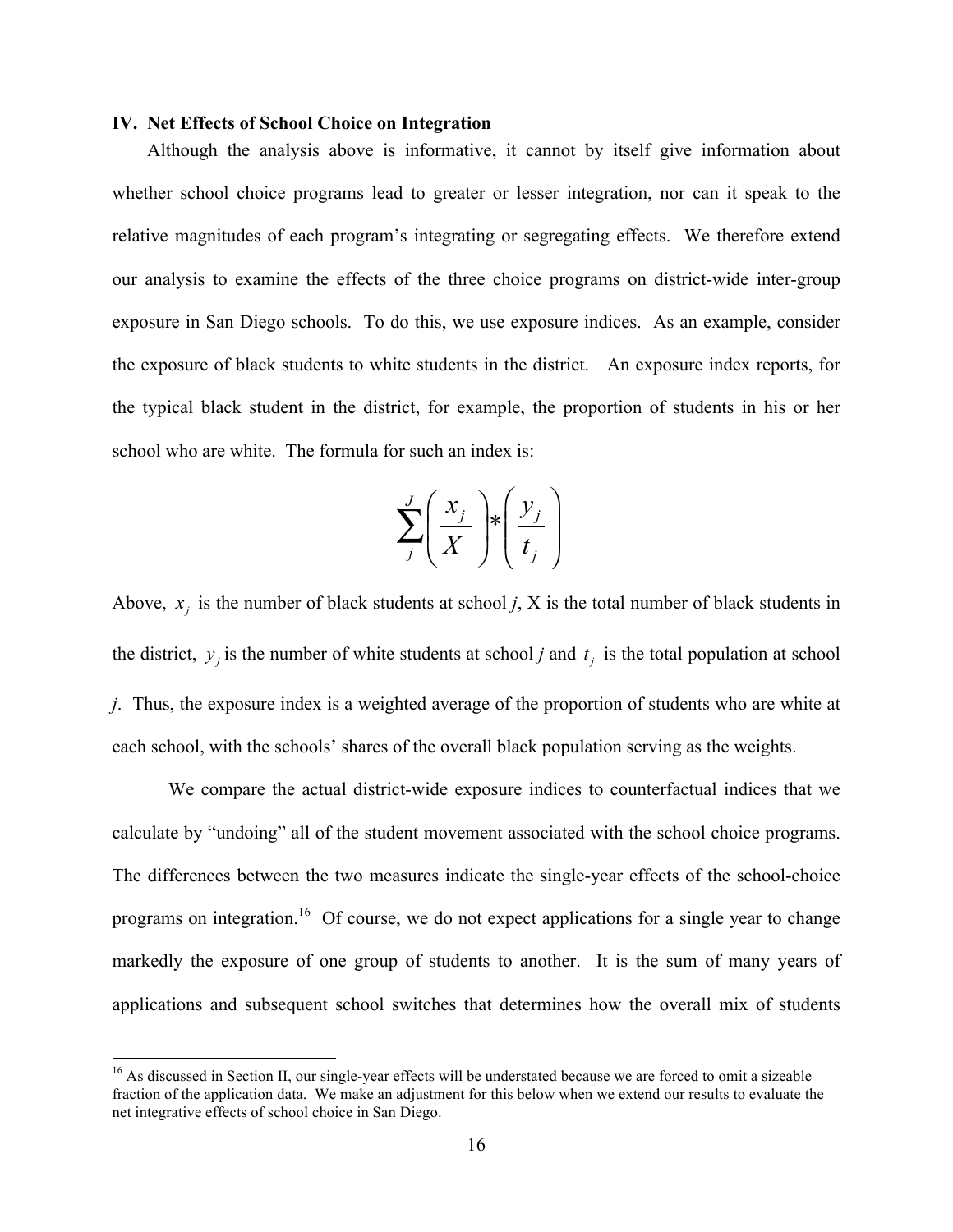### IV. Net Effects of School Choice on Integration

Although the analysis above is informative, it cannot by itself give information about whether school choice programs lead to greater or lesser integration, nor can it speak to the relative magnitudes of each program's integrating or segregating effects. We therefore extend our analysis to examine the effects of the three choice programs on district-wide inter-group exposure in San Diego schools. To do this, we use exposure indices. As an example, consider the exposure of black students to white students in the district. An exposure index reports, for the typical black student in the district, for example, the proportion of students in his or her school who are white. The formula for such an index is:

$$\sum_{j}^{J}\left(\frac{x_j}{X}\right)*\left(\frac{y_j}{t_j}\right)$$

Above, $x_j$ is the number of black students at school *j*, X is the total number of black students in the district, $y_j$ is the number of white students at school *j* and $t_j$ is the total population at school *j*. Thus, the exposure index is a weighted average of the proportion of students who are white at each school, with the schools' shares of the overall black population serving as the weights.

We compare the actual district-wide exposure indices to counterfactual indices that we calculate by "undoing" all of the student movement associated with the school choice programs. The differences between the two measures indicate the single-year effects of the school-choice programs on integration.[16] Of course, we do not expect applications for a single year to change markedly the exposure of one group of students to another. It is the sum of many years of applications and subsequent school switches that determines how the overall mix of students

[16] As discussed in Section II, our single-year effects will be understated because we are forced to omit a sizeable fraction of the application data. We make an adjustment for this below when we extend our results to evaluate the net integrative effects of school choice in San Diego.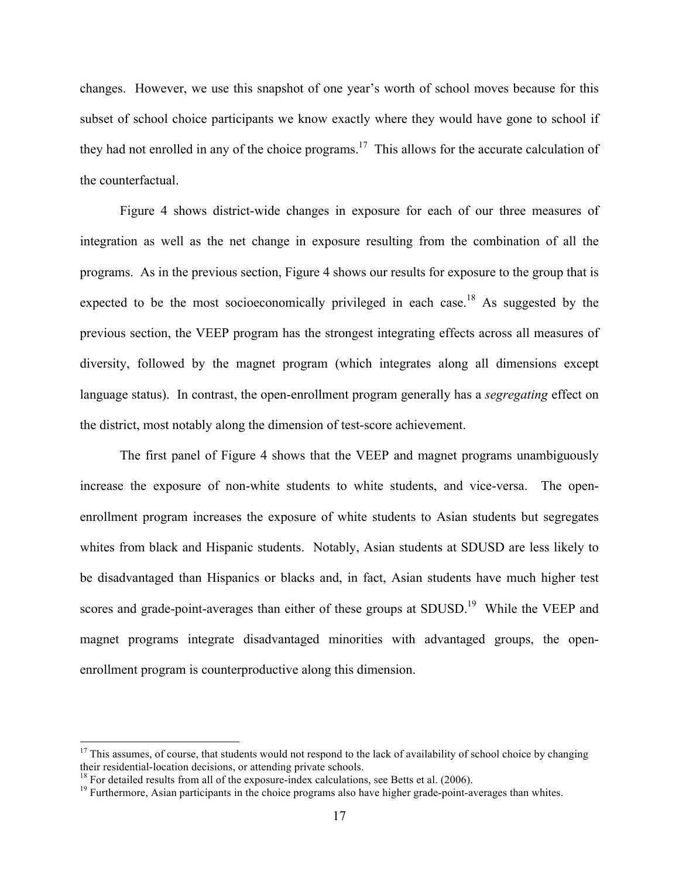changes. However, we use this snapshot of one year's worth of school moves because for this subset of school choice participants we know exactly where they would have gone to school if they had not enrolled in any of the choice programs.[17] This allows for the accurate calculation of the counterfactual.

Figure 4 shows district-wide changes in exposure for each of our three measures of integration as well as the net change in exposure resulting from the combination of all the programs. As in the previous section, Figure 4 shows our results for exposure to the group that is expected to be the most socioeconomically privileged in each case.[18] As suggested by the previous section, the VEEP program has the strongest integrating effects across all measures of diversity, followed by the magnet program (which integrates along all dimensions except language status). In contrast, the open-enrollment program generally has a *segregating* effect on the district, most notably along the dimension of test-score achievement.

The first panel of Figure 4 shows that the VEEP and magnet programs unambiguously increase the exposure of non-white students to white students, and vice-versa. The open-enrollment program increases the exposure of white students to Asian students but segregates whites from black and Hispanic students. Notably, Asian students at SDUSD are less likely to be disadvantaged than Hispanics or blacks and, in fact, Asian students have much higher test scores and grade-point-averages than either of these groups at SDUSD.[19] While the VEEP and magnet programs integrate disadvantaged minorities with advantaged groups, the open-enrollment program is counterproductive along this dimension.

[17] This assumes, of course, that students would not respond to the lack of availability of school choice by changing their residential-location decisions, or attending private schools.

[18] For detailed results from all of the exposure-index calculations, see Betts et al. (2006).

[19] Furthermore, Asian participants in the choice programs also have higher grade-point-averages than whites.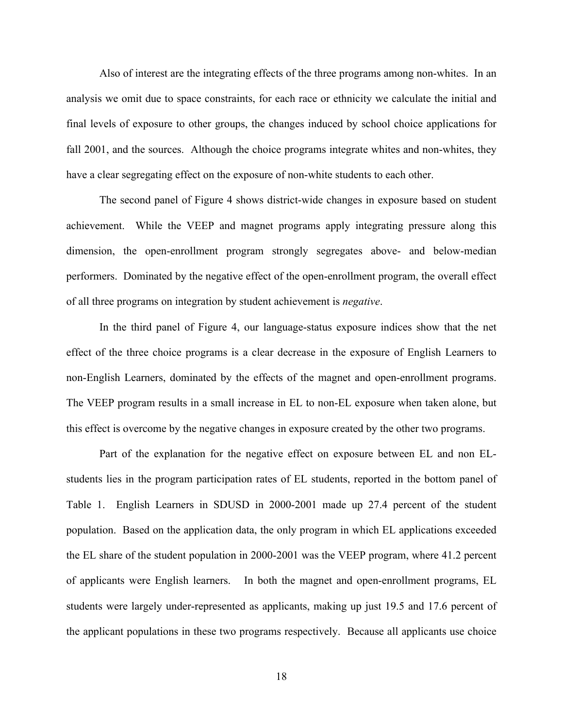Also of interest are the integrating effects of the three programs among non-whites. In an analysis we omit due to space constraints, for each race or ethnicity we calculate the initial and final levels of exposure to other groups, the changes induced by school choice applications for fall 2001, and the sources. Although the choice programs integrate whites and non-whites, they have a clear segregating effect on the exposure of non-white students to each other.

The second panel of Figure 4 shows district-wide changes in exposure based on student achievement. While the VEEP and magnet programs apply integrating pressure along this dimension, the open-enrollment program strongly segregates above- and below-median performers. Dominated by the negative effect of the open-enrollment program, the overall effect of all three programs on integration by student achievement is *negative*.

In the third panel of Figure 4, our language-status exposure indices show that the net effect of the three choice programs is a clear decrease in the exposure of English Learners to non-English Learners, dominated by the effects of the magnet and open-enrollment programs. The VEEP program results in a small increase in EL to non-EL exposure when taken alone, but this effect is overcome by the negative changes in exposure created by the other two programs.

Part of the explanation for the negative effect on exposure between EL and non EL-students lies in the program participation rates of EL students, reported in the bottom panel of Table 1. English Learners in SDUSD in 2000-2001 made up 27.4 percent of the student population. Based on the application data, the only program in which EL applications exceeded the EL share of the student population in 2000-2001 was the VEEP program, where 41.2 percent of applicants were English learners. In both the magnet and open-enrollment programs, EL students were largely under-represented as applicants, making up just 19.5 and 17.6 percent of the applicant populations in these two programs respectively. Because all applicants use choice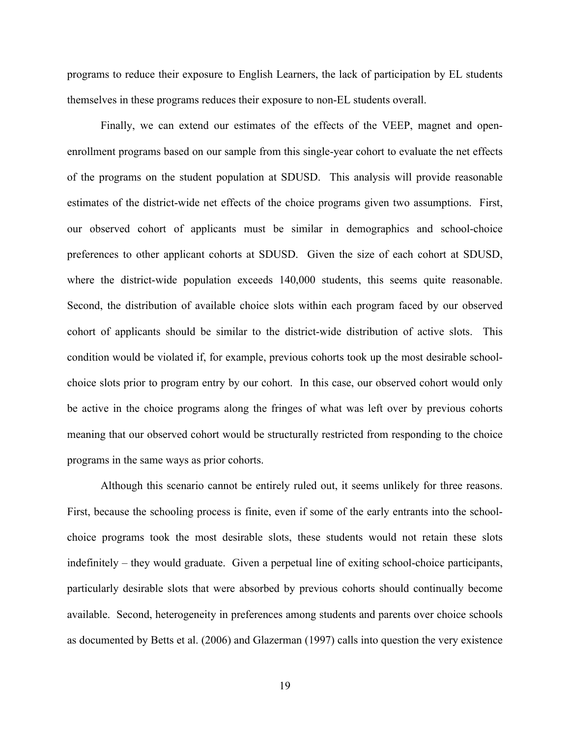programs to reduce their exposure to English Learners, the lack of participation by EL students themselves in these programs reduces their exposure to non-EL students overall.

Finally, we can extend our estimates of the effects of the VEEP, magnet and open-enrollment programs based on our sample from this single-year cohort to evaluate the net effects of the programs on the student population at SDUSD. This analysis will provide reasonable estimates of the district-wide net effects of the choice programs given two assumptions. First, our observed cohort of applicants must be similar in demographics and school-choice preferences to other applicant cohorts at SDUSD. Given the size of each cohort at SDUSD, where the district-wide population exceeds 140,000 students, this seems quite reasonable. Second, the distribution of available choice slots within each program faced by our observed cohort of applicants should be similar to the district-wide distribution of active slots. This condition would be violated if, for example, previous cohorts took up the most desirable school-choice slots prior to program entry by our cohort. In this case, our observed cohort would only be active in the choice programs along the fringes of what was left over by previous cohorts meaning that our observed cohort would be structurally restricted from responding to the choice programs in the same ways as prior cohorts.

Although this scenario cannot be entirely ruled out, it seems unlikely for three reasons. First, because the schooling process is finite, even if some of the early entrants into the school-choice programs took the most desirable slots, these students would not retain these slots indefinitely – they would graduate. Given a perpetual line of exiting school-choice participants, particularly desirable slots that were absorbed by previous cohorts should continually become available. Second, heterogeneity in preferences among students and parents over choice schools as documented by Betts et al. (2006) and Glazerman (1997) calls into question the very existence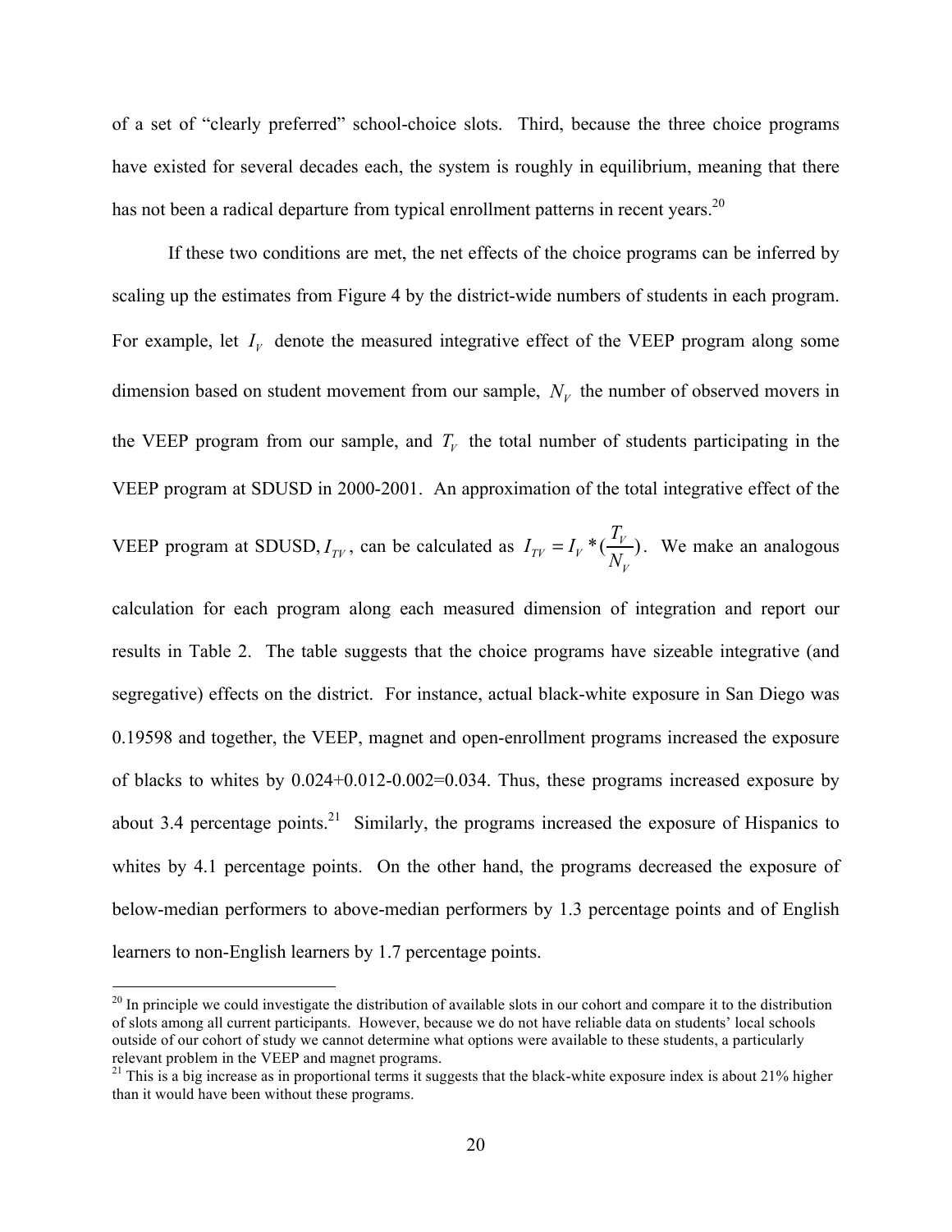of a set of "clearly preferred" school-choice slots. Third, because the three choice programs have existed for several decades each, the system is roughly in equilibrium, meaning that there has not been a radical departure from typical enrollment patterns in recent years.[20]

If these two conditions are met, the net effects of the choice programs can be inferred by scaling up the estimates from Figure 4 by the district-wide numbers of students in each program. For example, let $I_V$ denote the measured integrative effect of the VEEP program along some dimension based on student movement from our sample, $N_V$ the number of observed movers in the VEEP program from our sample, and $T_V$ the total number of students participating in the VEEP program at SDUSD in 2000-2001. An approximation of the total integrative effect of the VEEP program at SDUSD, $I_{TV}$, can be calculated as $I_{TV} = I_V * (\frac{T_V}{N_V})$. We make an analogous calculation for each program along each measured dimension of integration and report our results in Table 2. The table suggests that the choice programs have sizeable integrative (and segregative) effects on the district. For instance, actual black-white exposure in San Diego was 0.19598 and together, the VEEP, magnet and open-enrollment programs increased the exposure of blacks to whites by 0.024+0.012-0.002=0.034. Thus, these programs increased exposure by about 3.4 percentage points.[21] Similarly, the programs increased the exposure of Hispanics to whites by 4.1 percentage points. On the other hand, the programs decreased the exposure of below-median performers to above-median performers by 1.3 percentage points and of English learners to non-English learners by 1.7 percentage points.

---

[20] In principle we could investigate the distribution of available slots in our cohort and compare it to the distribution of slots among all current participants. However, because we do not have reliable data on students' local schools outside of our cohort of study we cannot determine what options were available to these students, a particularly relevant problem in the VEEP and magnet programs.

[21] This is a big increase as in proportional terms it suggests that the black-white exposure index is about 21% higher than it would have been without these programs.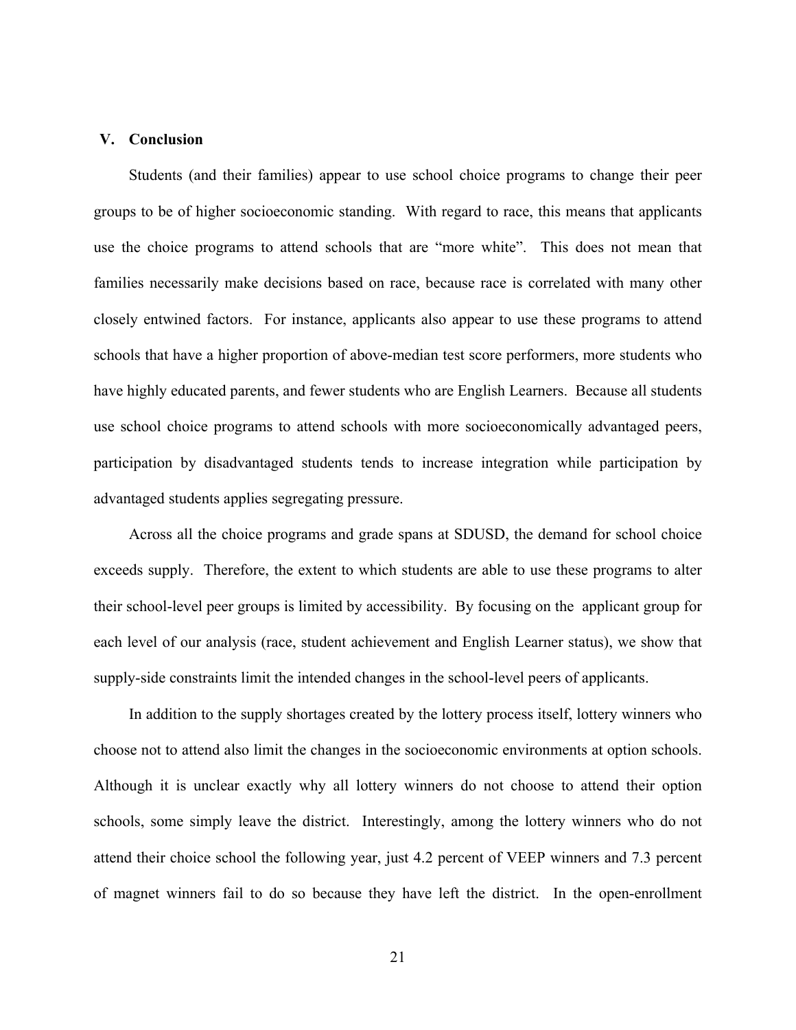## V. Conclusion

Students (and their families) appear to use school choice programs to change their peer groups to be of higher socioeconomic standing. With regard to race, this means that applicants use the choice programs to attend schools that are "more white". This does not mean that families necessarily make decisions based on race, because race is correlated with many other closely entwined factors. For instance, applicants also appear to use these programs to attend schools that have a higher proportion of above-median test score performers, more students who have highly educated parents, and fewer students who are English Learners. Because all students use school choice programs to attend schools with more socioeconomically advantaged peers, participation by disadvantaged students tends to increase integration while participation by advantaged students applies segregating pressure.

Across all the choice programs and grade spans at SDUSD, the demand for school choice exceeds supply. Therefore, the extent to which students are able to use these programs to alter their school-level peer groups is limited by accessibility. By focusing on the applicant group for each level of our analysis (race, student achievement and English Learner status), we show that supply-side constraints limit the intended changes in the school-level peers of applicants.

In addition to the supply shortages created by the lottery process itself, lottery winners who choose not to attend also limit the changes in the socioeconomic environments at option schools. Although it is unclear exactly why all lottery winners do not choose to attend their option schools, some simply leave the district. Interestingly, among the lottery winners who do not attend their choice school the following year, just 4.2 percent of VEEP winners and 7.3 percent of magnet winners fail to do so because they have left the district. In the open-enrollment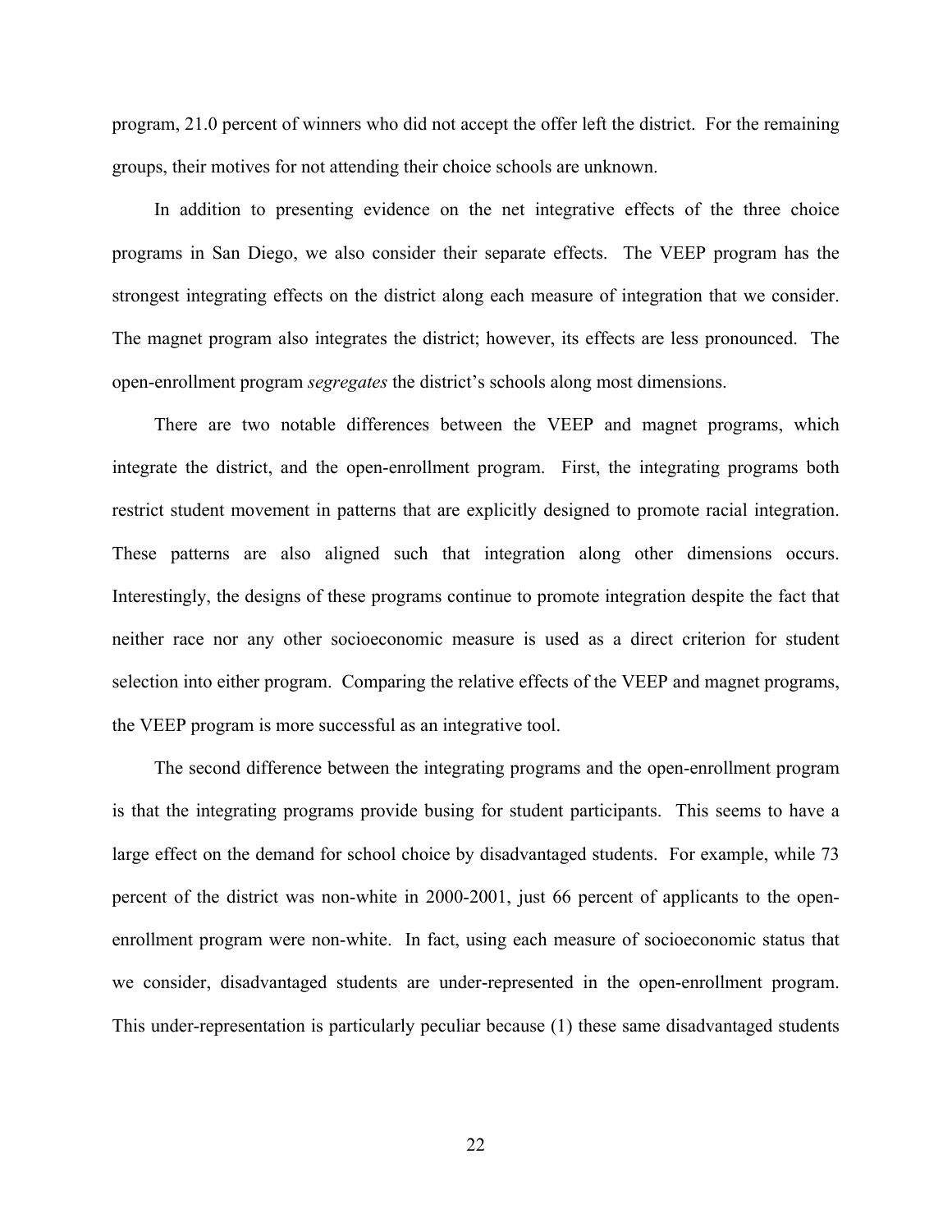program, 21.0 percent of winners who did not accept the offer left the district. For the remaining groups, their motives for not attending their choice schools are unknown.

In addition to presenting evidence on the net integrative effects of the three choice programs in San Diego, we also consider their separate effects. The VEEP program has the strongest integrating effects on the district along each measure of integration that we consider. The magnet program also integrates the district; however, its effects are less pronounced. The open-enrollment program *segregates* the district's schools along most dimensions.

There are two notable differences between the VEEP and magnet programs, which integrate the district, and the open-enrollment program. First, the integrating programs both restrict student movement in patterns that are explicitly designed to promote racial integration. These patterns are also aligned such that integration along other dimensions occurs. Interestingly, the designs of these programs continue to promote integration despite the fact that neither race nor any other socioeconomic measure is used as a direct criterion for student selection into either program. Comparing the relative effects of the VEEP and magnet programs, the VEEP program is more successful as an integrative tool.

The second difference between the integrating programs and the open-enrollment program is that the integrating programs provide busing for student participants. This seems to have a large effect on the demand for school choice by disadvantaged students. For example, while 73 percent of the district was non-white in 2000-2001, just 66 percent of applicants to the open-enrollment program were non-white. In fact, using each measure of socioeconomic status that we consider, disadvantaged students are under-represented in the open-enrollment program. This under-representation is particularly peculiar because (1) these same disadvantaged students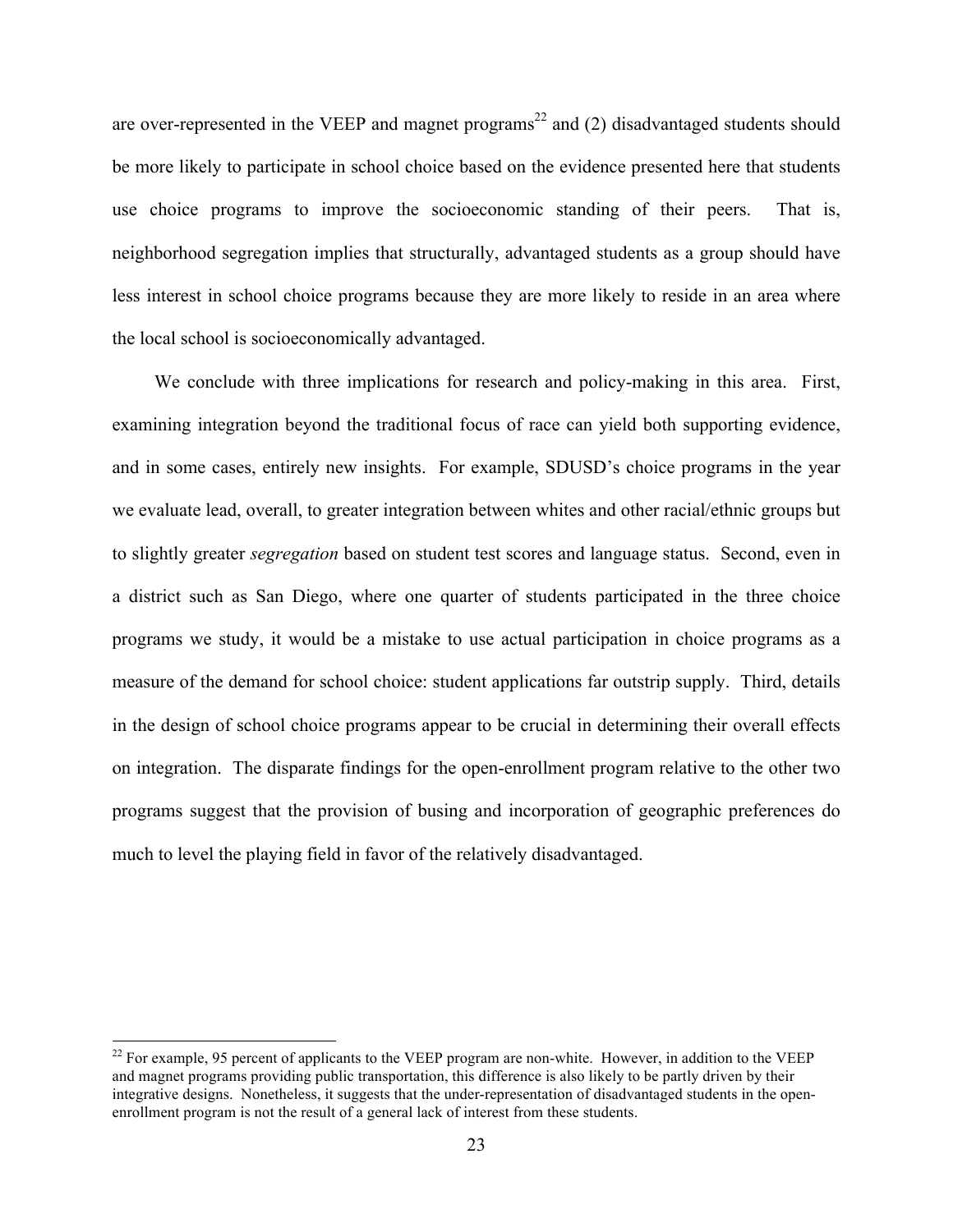are over-represented in the VEEP and magnet programs[22] and (2) disadvantaged students should be more likely to participate in school choice based on the evidence presented here that students use choice programs to improve the socioeconomic standing of their peers. That is, neighborhood segregation implies that structurally, advantaged students as a group should have less interest in school choice programs because they are more likely to reside in an area where the local school is socioeconomically advantaged.

We conclude with three implications for research and policy-making in this area. First, examining integration beyond the traditional focus of race can yield both supporting evidence, and in some cases, entirely new insights. For example, SDUSD's choice programs in the year we evaluate lead, overall, to greater integration between whites and other racial/ethnic groups but to slightly greater *segregation* based on student test scores and language status. Second, even in a district such as San Diego, where one quarter of students participated in the three choice programs we study, it would be a mistake to use actual participation in choice programs as a measure of the demand for school choice: student applications far outstrip supply. Third, details in the design of school choice programs appear to be crucial in determining their overall effects on integration. The disparate findings for the open-enrollment program relative to the other two programs suggest that the provision of busing and incorporation of geographic preferences do much to level the playing field in favor of the relatively disadvantaged.

---

[22] For example, 95 percent of applicants to the VEEP program are non-white. However, in addition to the VEEP and magnet programs providing public transportation, this difference is also likely to be partly driven by their integrative designs. Nonetheless, it suggests that the under-representation of disadvantaged students in the open-enrollment program is not the result of a general lack of interest from these students.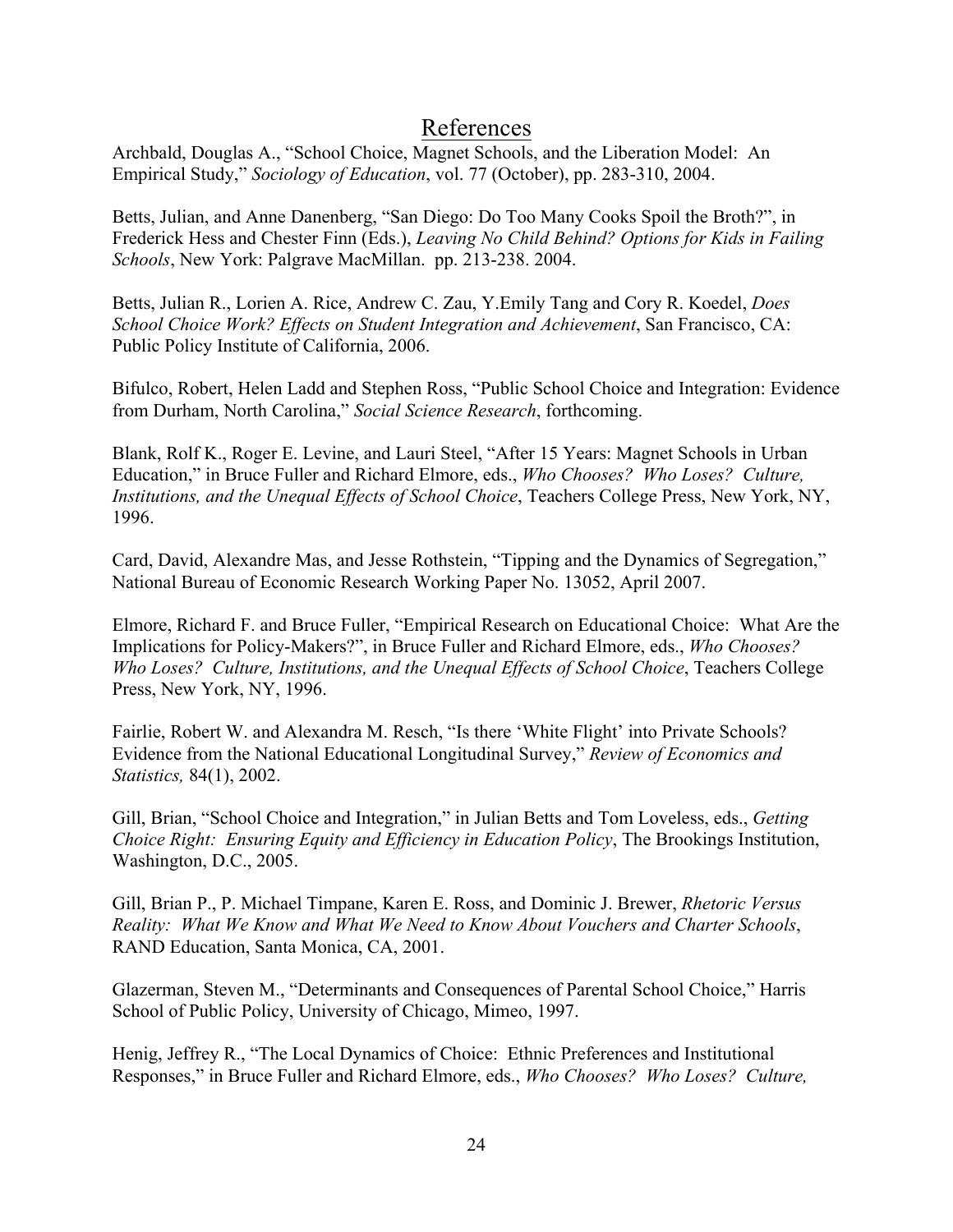# References

Archbald, Douglas A., "School Choice, Magnet Schools, and the Liberation Model: An Empirical Study," *Sociology of Education*, vol. 77 (October), pp. 283-310, 2004.

Betts, Julian, and Anne Danenberg, "San Diego: Do Too Many Cooks Spoil the Broth?", in Frederick Hess and Chester Finn (Eds.), *Leaving No Child Behind? Options for Kids in Failing Schools*, New York: Palgrave MacMillan. pp. 213-238. 2004.

Betts, Julian R., Lorien A. Rice, Andrew C. Zau, Y.Emily Tang and Cory R. Koedel, *Does School Choice Work? Effects on Student Integration and Achievement*, San Francisco, CA: Public Policy Institute of California, 2006.

Bifulco, Robert, Helen Ladd and Stephen Ross, "Public School Choice and Integration: Evidence from Durham, North Carolina," *Social Science Research*, forthcoming.

Blank, Rolf K., Roger E. Levine, and Lauri Steel, "After 15 Years: Magnet Schools in Urban Education," in Bruce Fuller and Richard Elmore, eds., *Who Chooses? Who Loses? Culture, Institutions, and the Unequal Effects of School Choice*, Teachers College Press, New York, NY, 1996.

Card, David, Alexandre Mas, and Jesse Rothstein, "Tipping and the Dynamics of Segregation," National Bureau of Economic Research Working Paper No. 13052, April 2007.

Elmore, Richard F. and Bruce Fuller, "Empirical Research on Educational Choice: What Are the Implications for Policy-Makers?", in Bruce Fuller and Richard Elmore, eds., *Who Chooses? Who Loses? Culture, Institutions, and the Unequal Effects of School Choice*, Teachers College Press, New York, NY, 1996.

Fairlie, Robert W. and Alexandra M. Resch, "Is there 'White Flight' into Private Schools? Evidence from the National Educational Longitudinal Survey," *Review of Economics and Statistics,* 84(1), 2002.

Gill, Brian, "School Choice and Integration," in Julian Betts and Tom Loveless, eds., *Getting Choice Right: Ensuring Equity and Efficiency in Education Policy*, The Brookings Institution, Washington, D.C., 2005.

Gill, Brian P., P. Michael Timpane, Karen E. Ross, and Dominic J. Brewer, *Rhetoric Versus Reality: What We Know and What We Need to Know About Vouchers and Charter Schools*, RAND Education, Santa Monica, CA, 2001.

Glazerman, Steven M., "Determinants and Consequences of Parental School Choice," Harris School of Public Policy, University of Chicago, Mimeo, 1997.

Henig, Jeffrey R., "The Local Dynamics of Choice: Ethnic Preferences and Institutional Responses," in Bruce Fuller and Richard Elmore, eds., *Who Chooses? Who Loses? Culture,*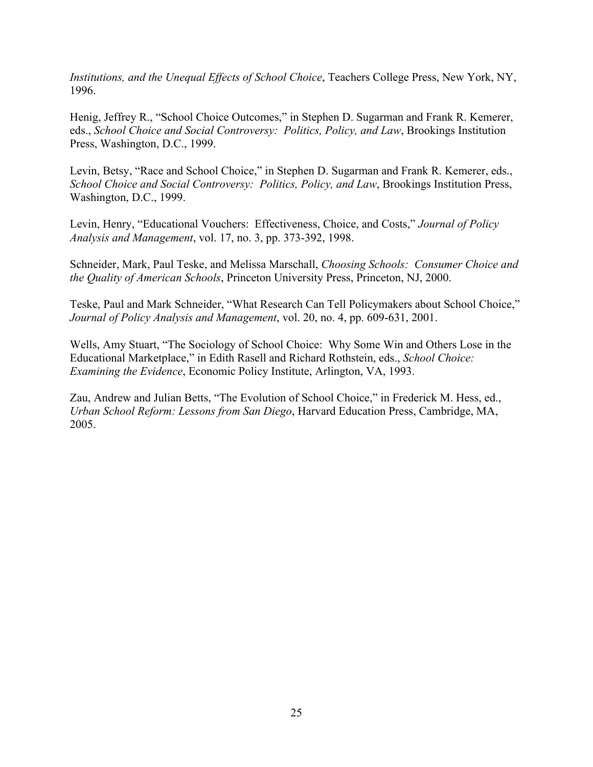*Institutions, and the Unequal Effects of School Choice*, Teachers College Press, New York, NY, 1996.

Henig, Jeffrey R., "School Choice Outcomes," in Stephen D. Sugarman and Frank R. Kemerer, eds., *School Choice and Social Controversy: Politics, Policy, and Law*, Brookings Institution Press, Washington, D.C., 1999.

Levin, Betsy, "Race and School Choice," in Stephen D. Sugarman and Frank R. Kemerer, eds., *School Choice and Social Controversy: Politics, Policy, and Law*, Brookings Institution Press, Washington, D.C., 1999.

Levin, Henry, "Educational Vouchers: Effectiveness, Choice, and Costs," *Journal of Policy Analysis and Management*, vol. 17, no. 3, pp. 373-392, 1998.

Schneider, Mark, Paul Teske, and Melissa Marschall, *Choosing Schools: Consumer Choice and the Quality of American Schools*, Princeton University Press, Princeton, NJ, 2000.

Teske, Paul and Mark Schneider, "What Research Can Tell Policymakers about School Choice," *Journal of Policy Analysis and Management*, vol. 20, no. 4, pp. 609-631, 2001.

Wells, Amy Stuart, "The Sociology of School Choice: Why Some Win and Others Lose in the Educational Marketplace," in Edith Rasell and Richard Rothstein, eds., *School Choice: Examining the Evidence*, Economic Policy Institute, Arlington, VA, 1993.

Zau, Andrew and Julian Betts, "The Evolution of School Choice," in Frederick M. Hess, ed., *Urban School Reform: Lessons from San Diego*, Harvard Education Press, Cambridge, MA, 2005.